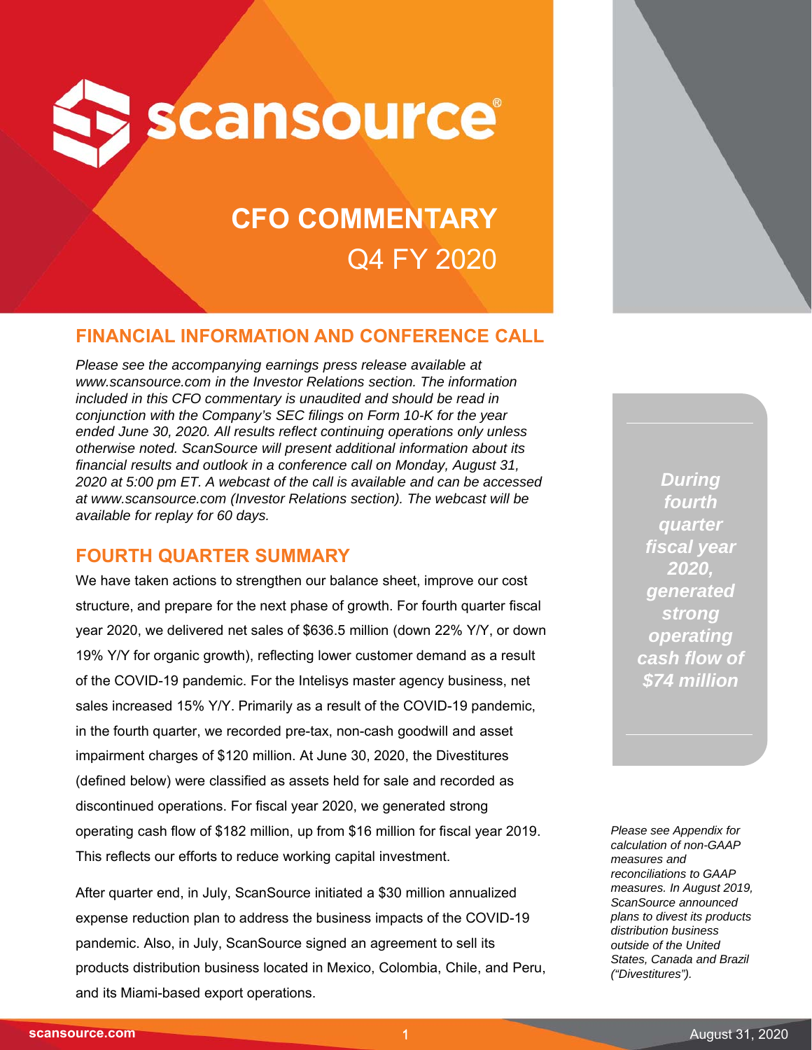# scansource®

## CFO COMMENTARY

Q4 FY 2020

## FINANCIAL INFORMATION AND CONFERENCE CALL

*Please see the accompanying earnings press release available at www.scansource.com in the Investor Relations section. The information included in this CFO commentary is unaudited and should be read in conjunction with the Company's SEC filings on Form 10-K for the year ended June 30, 2020. All results reflect continuing operations only unless otherwise noted. ScanSource will present additional information about its financial results and outlook in a conference call on Monday, August 31, 2020 at 5:00 pm ET. A webcast of the call is available and can be accessed at www.scansource.com (Investor Relations section). The webcast will be available for replay for 60 days.*

## FOURTH QUARTER SUMMARY

We have taken actions to strengthen our balance sheet, improve our cost structure, and prepare for the next phase of growth. For fourth quarter fiscal year 2020, we delivered net sales of $636.5 million (down 22% Y/Y, or down 19% Y/Y for organic growth), reflecting lower customer demand as a result of the COVID-19 pandemic. For the Intelisys master agency business, net sales increased 15% Y/Y. Primarily as a result of the COVID-19 pandemic, in the fourth quarter, we recorded pre-tax, non-cash goodwill and asset impairment charges of $120 million. At June 30, 2020, the Divestitures (defined below) were classified as assets held for sale and recorded as discontinued operations. For fiscal year 2020, we generated strong operating cash flow of $182 million, up from $16 million for fiscal year 2019. This reflects our efforts to reduce working capital investment.

After quarter end, in July, ScanSource initiated a $30 million annualized expense reduction plan to address the business impacts of the COVID-19 pandemic. Also, in July, ScanSource signed an agreement to sell its products distribution business located in Mexico, Colombia, Chile, and Peru, and its Miami-based export operations.

***During fourth quarter fiscal year 2020, generated strong operating cash flow of $74 million***

*Please see Appendix for calculation of non-GAAP measures and reconciliations to GAAP measures. In August 2019, ScanSource announced plans to divest its products distribution business outside of the United States, Canada and Brazil ("Divestitures").*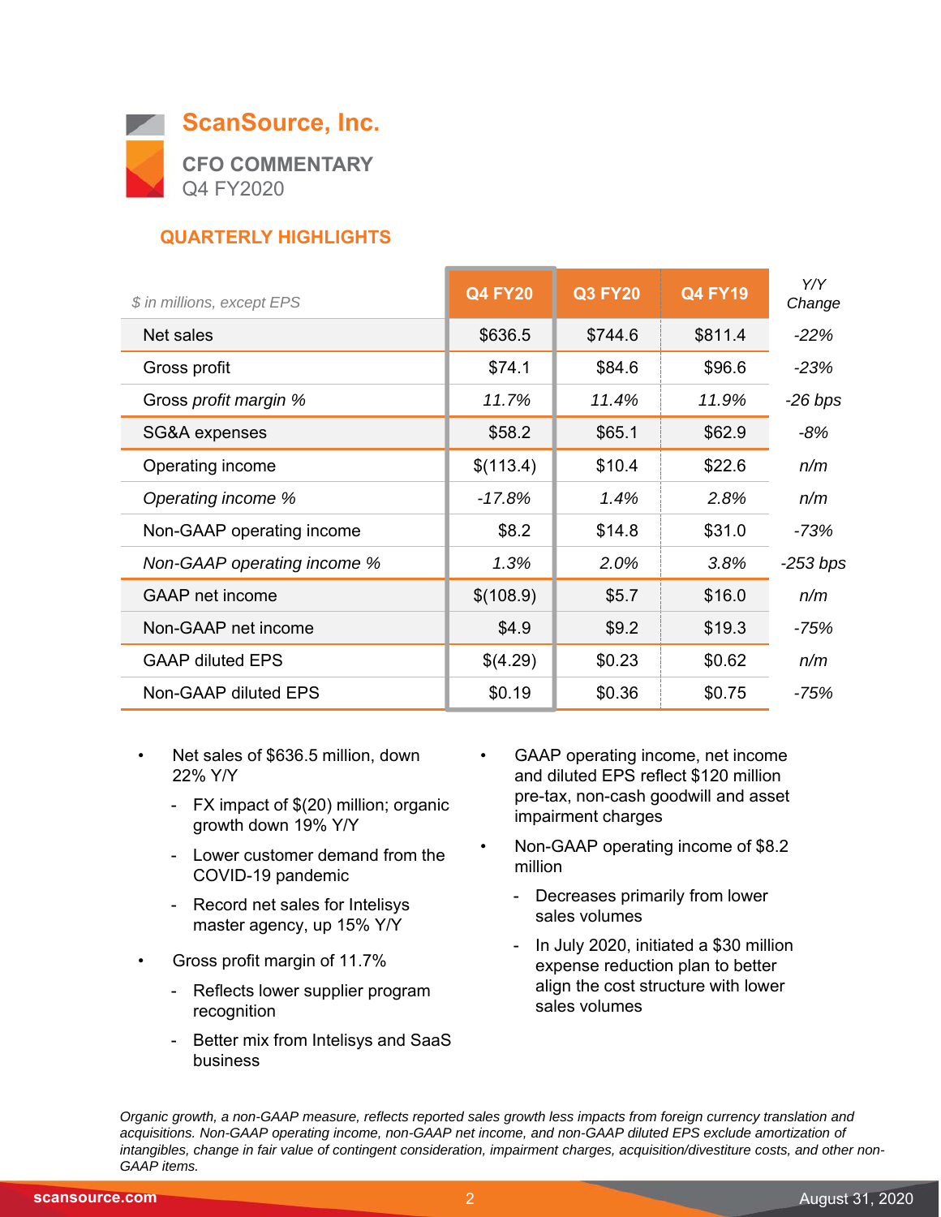# ScanSource, Inc.

## CFO COMMENTARY

Q4 FY2020

### QUARTERLY HIGHLIGHTS

| *$ in millions, except EPS* | Q4 FY20 | Q3 FY20 | Q4 FY19 | *Y/Y Change* |
|---|---|---|---|---|
| Net sales | $636.5 | $744.6 | $811.4 | *-22%* |
| Gross profit | $74.1 | $84.6 | $96.6 | *-23%* |
| *Gross profit margin %* | *11.7%* | *11.4%* | *11.9%* | *-26 bps* |
| SG&A expenses | $58.2 | $65.1 | $62.9 | *-8%* |
| Operating income | $(113.4) | $10.4 | $22.6 | *n/m* |
| *Operating income %* | *-17.8%* | *1.4%* | *2.8%* | *n/m* |
| Non-GAAP operating income | $8.2 | $14.8 | $31.0 | *-73%* |
| *Non-GAAP operating income %* | *1.3%* | *2.0%* | *3.8%* | *-253 bps* |
| GAAP net income | $(108.9) | $5.7 | $16.0 | *n/m* |
| Non-GAAP net income | $4.9 | $9.2 | $19.3 | *-75%* |
| GAAP diluted EPS | $(4.29) | $0.23 | $0.62 | *n/m* |
| Non-GAAP diluted EPS | $0.19 | $0.36 | $0.75 | *-75%* |

- Net sales of $636.5 million, down 22% Y/Y
  - FX impact of $(20) million; organic growth down 19% Y/Y
  - Lower customer demand from the COVID-19 pandemic
  - Record net sales for Intelisys master agency, up 15% Y/Y
- Gross profit margin of 11.7%
  - Reflects lower supplier program recognition
  - Better mix from Intelisys and SaaS business
- GAAP operating income, net income and diluted EPS reflect $120 million pre-tax, non-cash goodwill and asset impairment charges
- Non-GAAP operating income of $8.2 million
  - Decreases primarily from lower sales volumes
  - In July 2020, initiated a $30 million expense reduction plan to better align the cost structure with lower sales volumes

*Organic growth, a non-GAAP measure, reflects reported sales growth less impacts from foreign currency translation and acquisitions. Non-GAAP operating income, non-GAAP net income, and non-GAAP diluted EPS exclude amortization of intangibles, change in fair value of contingent consideration, impairment charges, acquisition/divestiture costs, and other non-GAAP items.*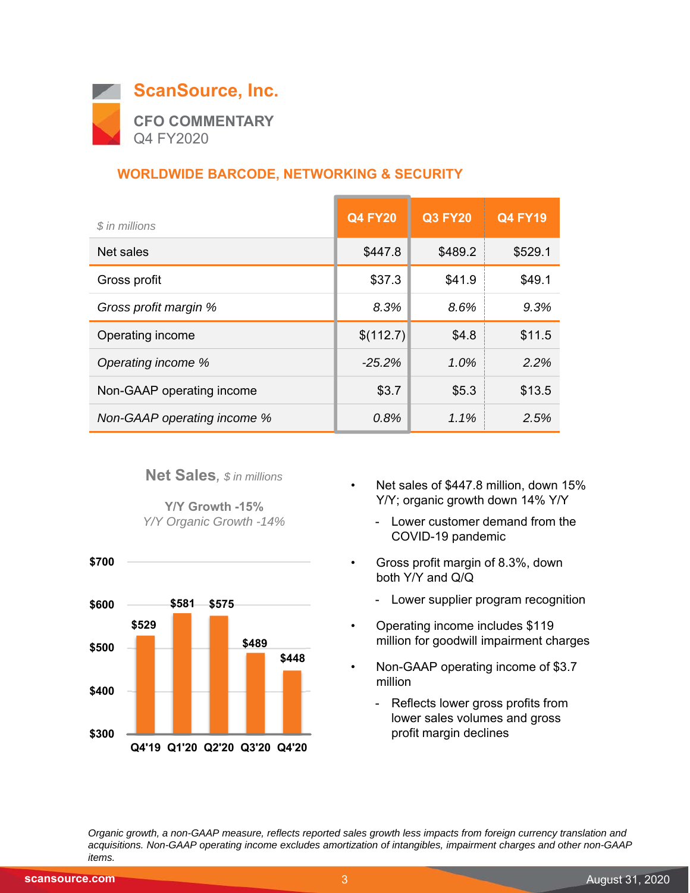# ScanSource, Inc.

## CFO COMMENTARY

Q4 FY2020

### WORLDWIDE BARCODE, NETWORKING & SECURITY

| *$ in millions* | Q4 FY20 | Q3 FY20 | Q4 FY19 |
|---|---|---|---|
| Net sales | $447.8 | $489.2 | $529.1 |
| Gross profit | $37.3 | $41.9 | $49.1 |
| *Gross profit margin %* | *8.3%* | *8.6%* | *9.3%* |
| Operating income | $(112.7) | $4.8 | $11.5 |
| *Operating income %* | *-25.2%* | *1.0%* | *2.2%* |
| Non-GAAP operating income | $3.7 | $5.3 | $13.5 |
| *Non-GAAP operating income %* | *0.8%* | *1.1%* | *2.5%* |

**Net Sales**, *$ in millions*

**Y/Y Growth -15%**
*Y/Y Organic Growth -14%*

| Quarter | Net Sales |
|---|---|
| Q4'19 | $529 |
| Q1'20 | $581 |
| Q2'20 | $575 |
| Q3'20 | $489 |
| Q4'20 | $448 |

- Net sales of $447.8 million, down 15% Y/Y; organic growth down 14% Y/Y
  - Lower customer demand from the COVID-19 pandemic
- Gross profit margin of 8.3%, down both Y/Y and Q/Q
  - Lower supplier program recognition
- Operating income includes $119 million for goodwill impairment charges
- Non-GAAP operating income of $3.7 million
  - Reflects lower gross profits from lower sales volumes and gross profit margin declines

*Organic growth, a non-GAAP measure, reflects reported sales growth less impacts from foreign currency translation and acquisitions. Non-GAAP operating income excludes amortization of intangibles, impairment charges and other non-GAAP items.*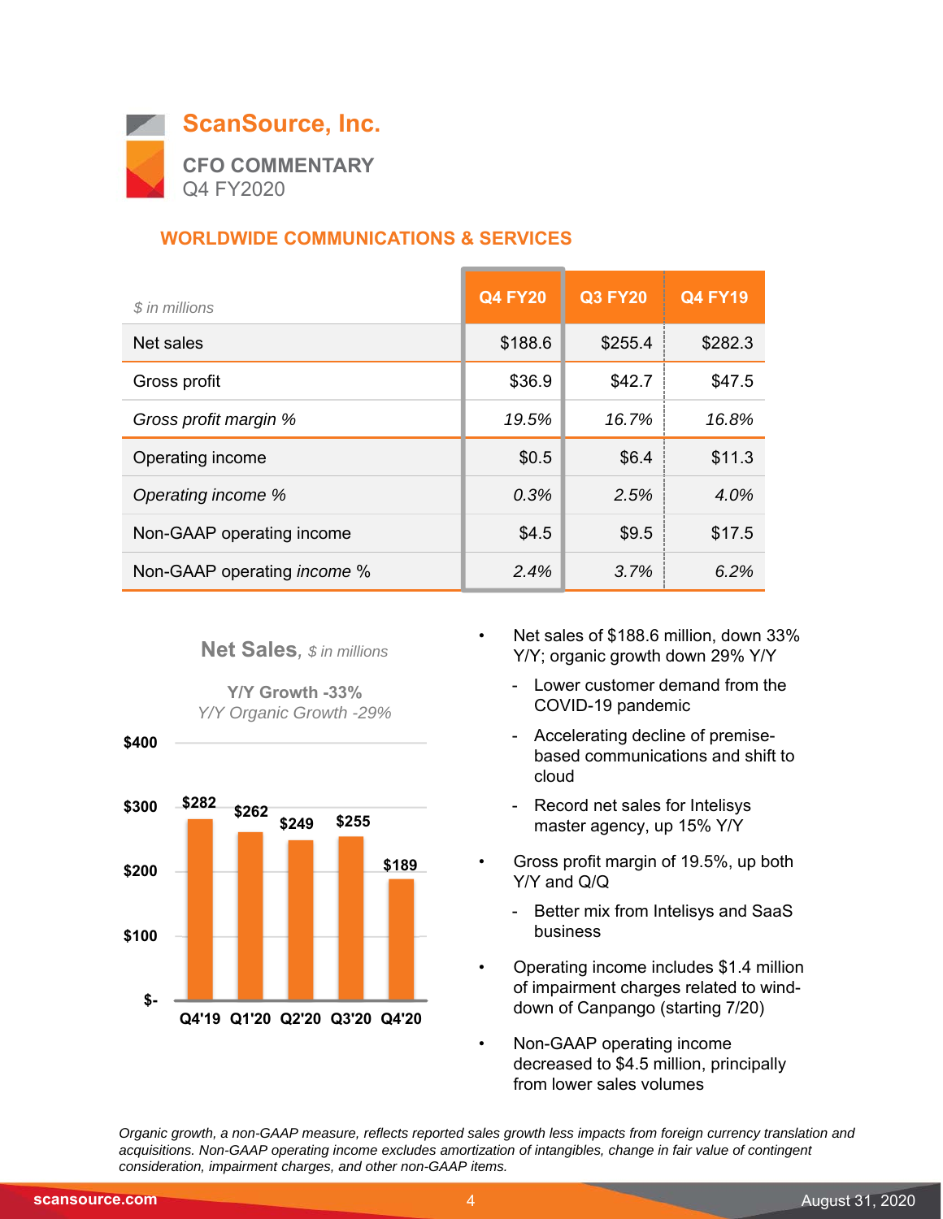# ScanSource, Inc.

**CFO COMMENTARY**
Q4 FY2020

## WORLDWIDE COMMUNICATIONS & SERVICES

| *$ in millions* | Q4 FY20 | Q3 FY20 | Q4 FY19 |
|---|---|---|---|
| Net sales | $188.6 | $255.4 | $282.3 |
| Gross profit | $36.9 | $42.7 | $47.5 |
| *Gross profit margin %* | *19.5%* | *16.7%* | *16.8%* |
| Operating income | $0.5 | $6.4 | $11.3 |
| *Operating income %* | *0.3%* | *2.5%* | *4.0%* |
| Non-GAAP operating income | $4.5 | $9.5 | $17.5 |
| Non-GAAP operating *income* % | *2.4%* | *3.7%* | *6.2%* |

**Net Sales**, *$ in millions*

**Y/Y Growth -33%**
*Y/Y Organic Growth -29%*

| Quarter | Net Sales |
|---|---|
| Q4'19 | $282 |
| Q1'20 | $262 |
| Q2'20 | $249 |
| Q3'20 | $255 |
| Q4'20 | $189 |

- Net sales of $188.6 million, down 33% Y/Y; organic growth down 29% Y/Y
  - Lower customer demand from the COVID-19 pandemic
  - Accelerating decline of premise-based communications and shift to cloud
  - Record net sales for Intelisys master agency, up 15% Y/Y
- Gross profit margin of 19.5%, up both Y/Y and Q/Q
  - Better mix from Intelisys and SaaS business
- Operating income includes $1.4 million of impairment charges related to wind-down of Canpango (starting 7/20)
- Non-GAAP operating income decreased to $4.5 million, principally from lower sales volumes

*Organic growth, a non-GAAP measure, reflects reported sales growth less impacts from foreign currency translation and acquisitions. Non-GAAP operating income excludes amortization of intangibles, change in fair value of contingent consideration, impairment charges, and other non-GAAP items.*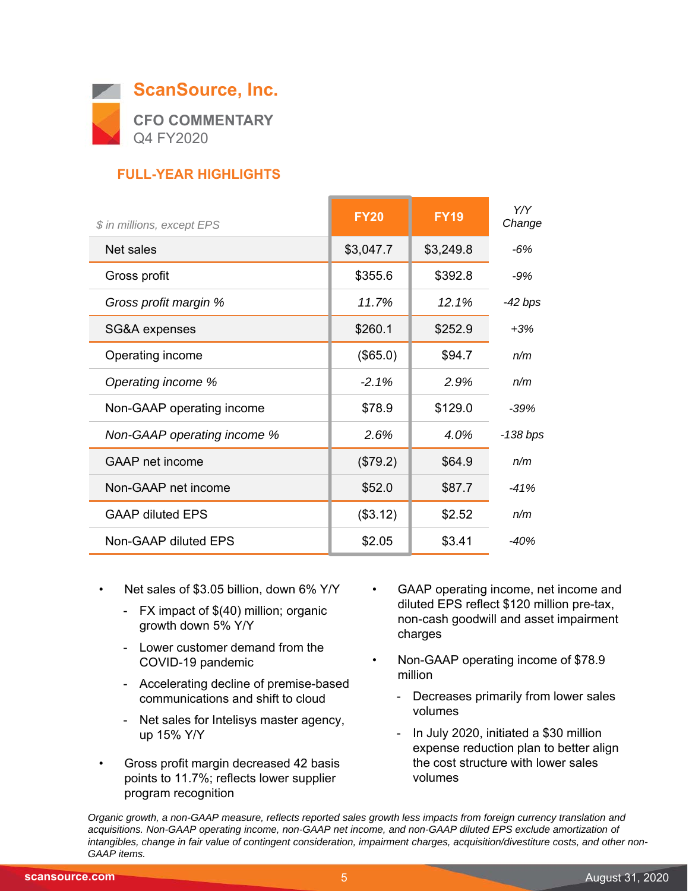# ScanSource, Inc.

**CFO COMMENTARY**
Q4 FY2020

## FULL-YEAR HIGHLIGHTS

| *$ in millions, except EPS* | FY20 | FY19 | *Y/Y Change* |
|---|---|---|---|
| Net sales | $3,047.7 | $3,249.8 | *-6%* |
| Gross profit | $355.6 | $392.8 | *-9%* |
| *Gross profit margin %* | *11.7%* | *12.1%* | *-42 bps* |
| SG&A expenses | $260.1 | $252.9 | *+3%* |
| Operating income | ($65.0) | $94.7 | *n/m* |
| *Operating income %* | *-2.1%* | *2.9%* | *n/m* |
| Non-GAAP operating income | $78.9 | $129.0 | *-39%* |
| *Non-GAAP operating income %* | *2.6%* | *4.0%* | *-138 bps* |
| GAAP net income | ($79.2) | $64.9 | *n/m* |
| Non-GAAP net income | $52.0 | $87.7 | *-41%* |
| GAAP diluted EPS | ($3.12) | $2.52 | *n/m* |
| Non-GAAP diluted EPS | $2.05 | $3.41 | *-40%* |

- Net sales of $3.05 billion, down 6% Y/Y
  - FX impact of $(40) million; organic growth down 5% Y/Y
  - Lower customer demand from the COVID-19 pandemic
  - Accelerating decline of premise-based communications and shift to cloud
  - Net sales for Intelisys master agency, up 15% Y/Y
- Gross profit margin decreased 42 basis points to 11.7%; reflects lower supplier program recognition
- GAAP operating income, net income and diluted EPS reflect $120 million pre-tax, non-cash goodwill and asset impairment charges
- Non-GAAP operating income of $78.9 million
  - Decreases primarily from lower sales volumes
  - In July 2020, initiated a $30 million expense reduction plan to better align the cost structure with lower sales volumes

*Organic growth, a non-GAAP measure, reflects reported sales growth less impacts from foreign currency translation and acquisitions. Non-GAAP operating income, non-GAAP net income, and non-GAAP diluted EPS exclude amortization of intangibles, change in fair value of contingent consideration, impairment charges, acquisition/divestiture costs, and other non-GAAP items.*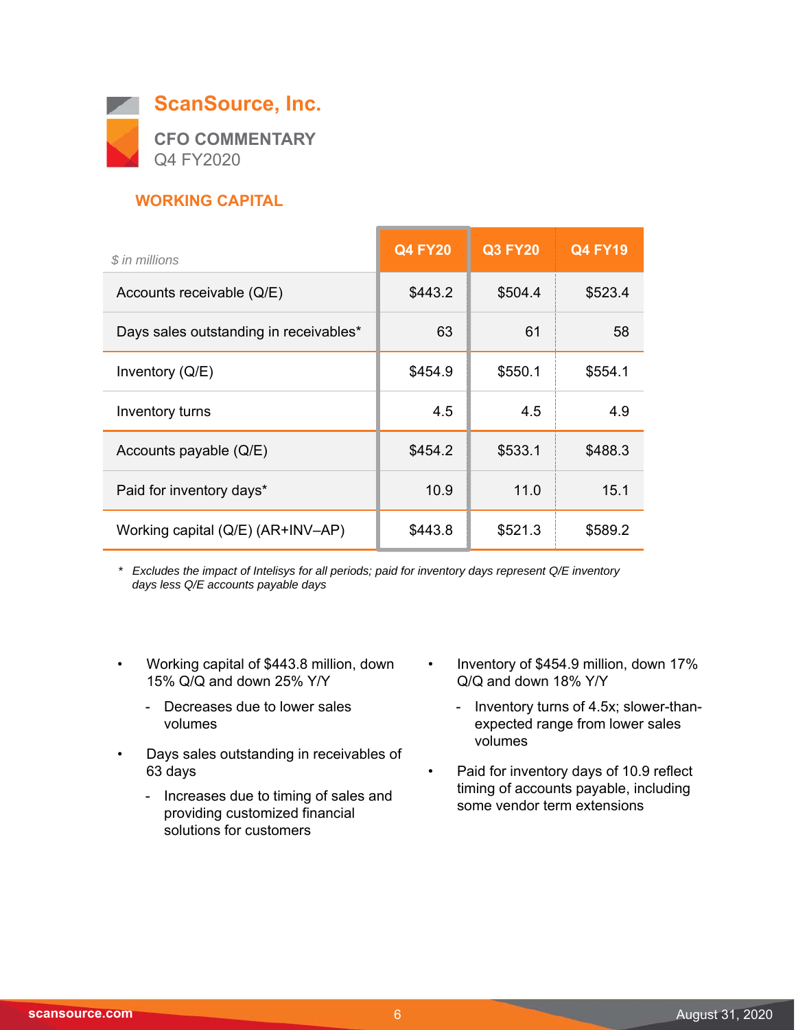# ScanSource, Inc.

## CFO COMMENTARY

Q4 FY2020

### WORKING CAPITAL

| *$ in millions* | Q4 FY20 | Q3 FY20 | Q4 FY19 |
|---|---|---|---|
| Accounts receivable (Q/E) | $443.2 | $504.4 | $523.4 |
| Days sales outstanding in receivables* | 63 | 61 | 58 |
| Inventory (Q/E) | $454.9 | $550.1 | $554.1 |
| Inventory turns | 4.5 | 4.5 | 4.9 |
| Accounts payable (Q/E) | $454.2 | $533.1 | $488.3 |
| Paid for inventory days* | 10.9 | 11.0 | 15.1 |
| Working capital (Q/E) (AR+INV–AP) | $443.8 | $521.3 | $589.2 |

\* *Excludes the impact of Intelisys for all periods; paid for inventory days represent Q/E inventory days less Q/E accounts payable days*

- Working capital of $443.8 million, down 15% Q/Q and down 25% Y/Y
  - Decreases due to lower sales volumes
- Days sales outstanding in receivables of 63 days
  - Increases due to timing of sales and providing customized financial solutions for customers
- Inventory of $454.9 million, down 17% Q/Q and down 18% Y/Y
  - Inventory turns of 4.5x; slower-than-expected range from lower sales volumes
- Paid for inventory days of 10.9 reflect timing of accounts payable, including some vendor term extensions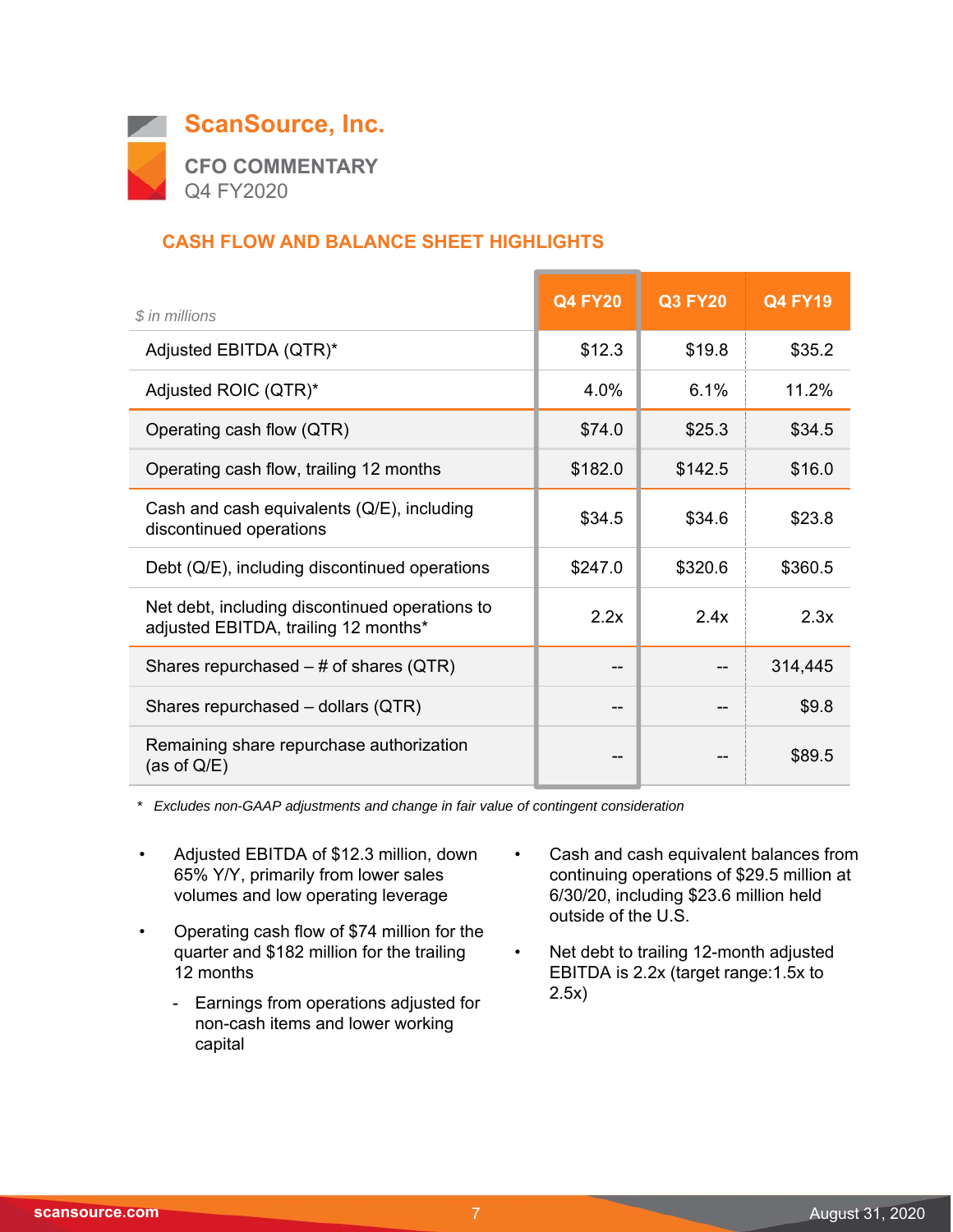# ScanSource, Inc.

## CFO COMMENTARY

Q4 FY2020

### CASH FLOW AND BALANCE SHEET HIGHLIGHTS

| *$ in millions* | Q4 FY20 | Q3 FY20 | Q4 FY19 |
|---|---|---|---|
| Adjusted EBITDA (QTR)* | $12.3 | $19.8 | $35.2 |
| Adjusted ROIC (QTR)* | 4.0% | 6.1% | 11.2% |
| Operating cash flow (QTR) | $74.0 | $25.3 | $34.5 |
| Operating cash flow, trailing 12 months | $182.0 | $142.5 | $16.0 |
| Cash and cash equivalents (Q/E), including discontinued operations | $34.5 | $34.6 | $23.8 |
| Debt (Q/E), including discontinued operations | $247.0 | $320.6 | $360.5 |
| Net debt, including discontinued operations to adjusted EBITDA, trailing 12 months* | 2.2x | 2.4x | 2.3x |
| Shares repurchased – # of shares (QTR) | -- | -- | 314,445 |
| Shares repurchased – dollars (QTR) | -- | -- | $9.8 |
| Remaining share repurchase authorization (as of Q/E) | -- | -- | $89.5 |

*\* Excludes non-GAAP adjustments and change in fair value of contingent consideration*

- Adjusted EBITDA of $12.3 million, down 65% Y/Y, primarily from lower sales volumes and low operating leverage
- Operating cash flow of $74 million for the quarter and $182 million for the trailing 12 months
  - Earnings from operations adjusted for non-cash items and lower working capital
- Cash and cash equivalent balances from continuing operations of $29.5 million at 6/30/20, including $23.6 million held outside of the U.S.
- Net debt to trailing 12-month adjusted EBITDA is 2.2x (target range:1.5x to 2.5x)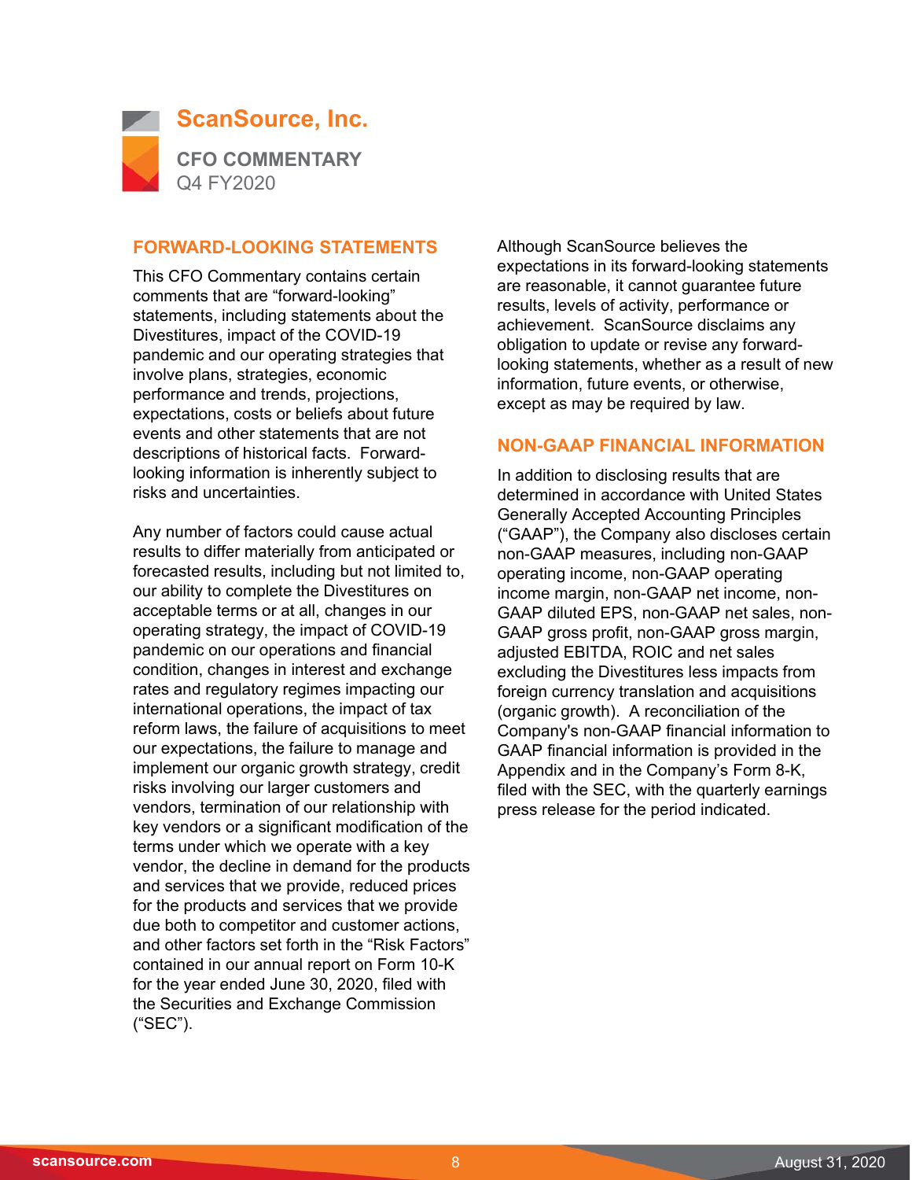# ScanSource, Inc.

**CFO COMMENTARY**
Q4 FY2020

## FORWARD-LOOKING STATEMENTS

This CFO Commentary contains certain comments that are "forward-looking" statements, including statements about the Divestitures, impact of the COVID-19 pandemic and our operating strategies that involve plans, strategies, economic performance and trends, projections, expectations, costs or beliefs about future events and other statements that are not descriptions of historical facts. Forward-looking information is inherently subject to risks and uncertainties.

Any number of factors could cause actual results to differ materially from anticipated or forecasted results, including but not limited to, our ability to complete the Divestitures on acceptable terms or at all, changes in our operating strategy, the impact of COVID-19 pandemic on our operations and financial condition, changes in interest and exchange rates and regulatory regimes impacting our international operations, the impact of tax reform laws, the failure of acquisitions to meet our expectations, the failure to manage and implement our organic growth strategy, credit risks involving our larger customers and vendors, termination of our relationship with key vendors or a significant modification of the terms under which we operate with a key vendor, the decline in demand for the products and services that we provide, reduced prices for the products and services that we provide due both to competitor and customer actions, and other factors set forth in the "Risk Factors" contained in our annual report on Form 10-K for the year ended June 30, 2020, filed with the Securities and Exchange Commission ("SEC").

Although ScanSource believes the expectations in its forward-looking statements are reasonable, it cannot guarantee future results, levels of activity, performance or achievement. ScanSource disclaims any obligation to update or revise any forward-looking statements, whether as a result of new information, future events, or otherwise, except as may be required by law.

## NON-GAAP FINANCIAL INFORMATION

In addition to disclosing results that are determined in accordance with United States Generally Accepted Accounting Principles ("GAAP"), the Company also discloses certain non-GAAP measures, including non-GAAP operating income, non-GAAP operating income margin, non-GAAP net income, non-GAAP diluted EPS, non-GAAP net sales, non-GAAP gross profit, non-GAAP gross margin, adjusted EBITDA, ROIC and net sales excluding the Divestitures less impacts from foreign currency translation and acquisitions (organic growth). A reconciliation of the Company's non-GAAP financial information to GAAP financial information is provided in the Appendix and in the Company's Form 8-K, filed with the SEC, with the quarterly earnings press release for the period indicated.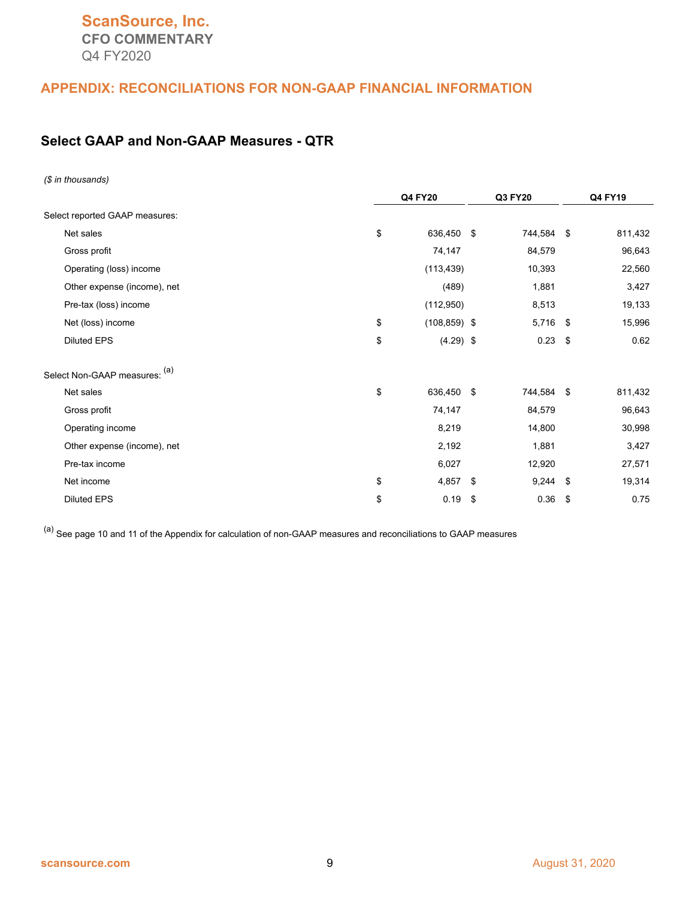## APPENDIX: RECONCILIATIONS FOR NON-GAAP FINANCIAL INFORMATION

### Select GAAP and Non-GAAP Measures - QTR

*($ in thousands)*

| | Q4 FY20 | Q3 FY20 | Q4 FY19 |
|---|---|---|---|
| Select reported GAAP measures: | | | |
| Net sales | $ 636,450 | $ 744,584 | $ 811,432 |
| Gross profit | 74,147 | 84,579 | 96,643 |
| Operating (loss) income | (113,439) | 10,393 | 22,560 |
| Other expense (income), net | (489) | 1,881 | 3,427 |
| Pre-tax (loss) income | (112,950) | 8,513 | 19,133 |
| Net (loss) income | $ (108,859) | $ 5,716 | $ 15,996 |
| Diluted EPS | $ (4.29) | $ 0.23 | $ 0.62 |
| | | | |
| Select Non-GAAP measures: [(a)] | | | |
| Net sales | $ 636,450 | $ 744,584 | $ 811,432 |
| Gross profit | 74,147 | 84,579 | 96,643 |
| Operating income | 8,219 | 14,800 | 30,998 |
| Other expense (income), net | 2,192 | 1,881 | 3,427 |
| Pre-tax income | 6,027 | 12,920 | 27,571 |
| Net income | $ 4,857 | $ 9,244 | $ 19,314 |
| Diluted EPS | $ 0.19 | $ 0.36 | $ 0.75 |

[(a)] See page 10 and 11 of the Appendix for calculation of non-GAAP measures and reconciliations to GAAP measures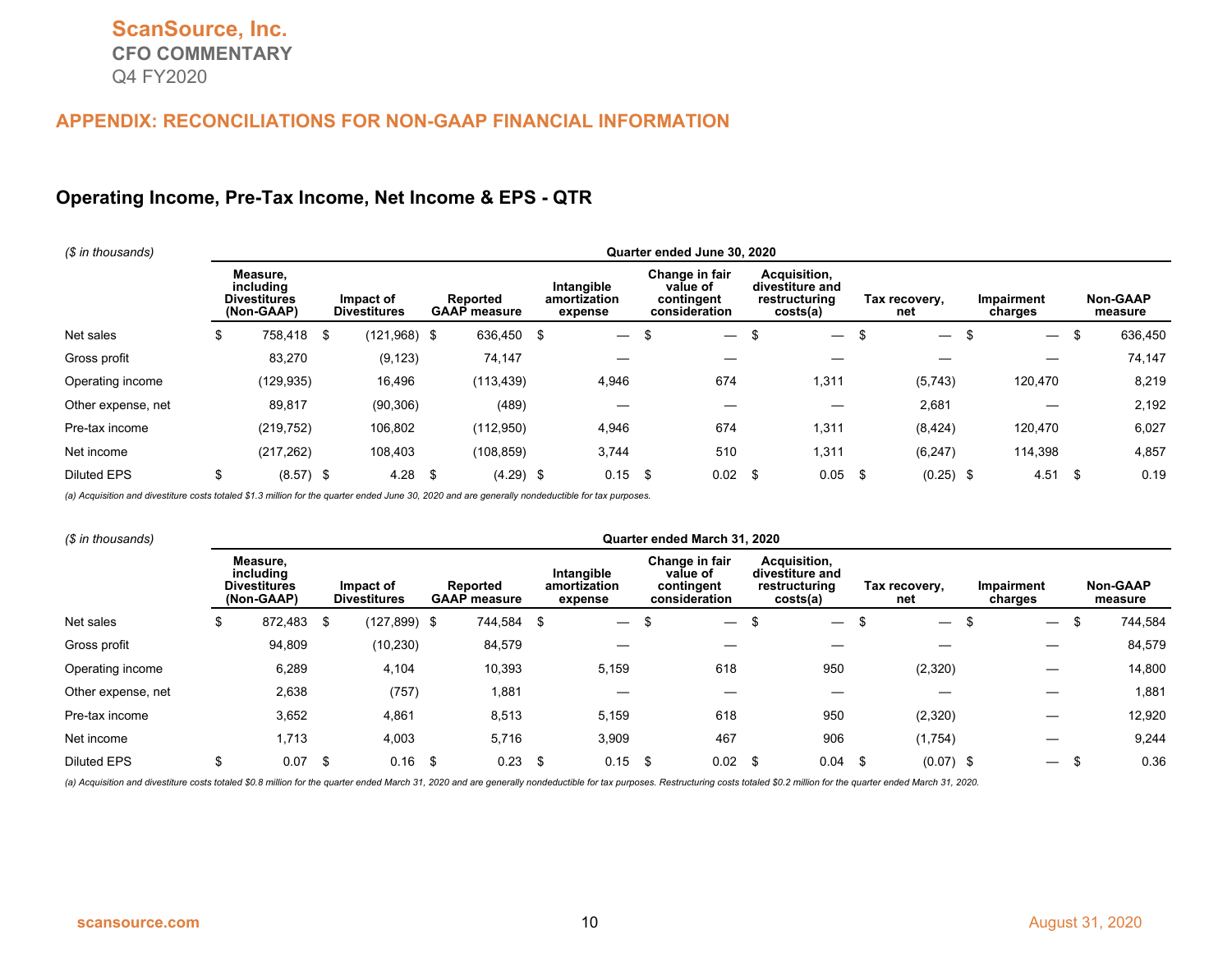# ScanSource, Inc.

## CFO COMMENTARY

Q4 FY2020

## APPENDIX: RECONCILIATIONS FOR NON-GAAP FINANCIAL INFORMATION

### Operating Income, Pre-Tax Income, Net Income & EPS - QTR

| ($ in thousands) | Quarter ended June 30, 2020 | | | | | | | | |
|---|---|---|---|---|---|---|---|---|---|
| | Measure, including Divestitures (Non-GAAP) | Impact of Divestitures | Reported GAAP measure | Intangible amortization expense | Change in fair value of contingent consideration | Acquisition, divestiture and restructuring costs(a) | Tax recovery, net | Impairment charges | Non-GAAP measure |
| Net sales | $ 758,418 | $ (121,968) | $ 636,450 | $ — | $ — | $ — | $ — | $ — | $ 636,450 |
| Gross profit | 83,270 | (9,123) | 74,147 | — | — | — | — | — | 74,147 |
| Operating income | (129,935) | 16,496 | (113,439) | 4,946 | 674 | 1,311 | (5,743) | 120,470 | 8,219 |
| Other expense, net | 89,817 | (90,306) | (489) | — | — | — | 2,681 | — | 2,192 |
| Pre-tax income | (219,752) | 106,802 | (112,950) | 4,946 | 674 | 1,311 | (8,424) | 120,470 | 6,027 |
| Net income | (217,262) | 108,403 | (108,859) | 3,744 | 510 | 1,311 | (6,247) | 114,398 | 4,857 |
| Diluted EPS | $ (8.57) | $ 4.28 | $ (4.29) | $ 0.15 | $ 0.02 | $ 0.05 | $ (0.25) | $ 4.51 | $ 0.19 |

*(a) Acquisition and divestiture costs totaled $1.3 million for the quarter ended June 30, 2020 and are generally nondeductible for tax purposes.*

| ($ in thousands) | Quarter ended March 31, 2020 | | | | | | | | |
|---|---|---|---|---|---|---|---|---|---|
| | Measure, including Divestitures (Non-GAAP) | Impact of Divestitures | Reported GAAP measure | Intangible amortization expense | Change in fair value of contingent consideration | Acquisition, divestiture and restructuring costs(a) | Tax recovery, net | Impairment charges | Non-GAAP measure |
| Net sales | $ 872,483 | $ (127,899) | $ 744,584 | $ — | $ — | $ — | $ — | $ — | $ 744,584 |
| Gross profit | 94,809 | (10,230) | 84,579 | — | — | — | — | — | 84,579 |
| Operating income | 6,289 | 4,104 | 10,393 | 5,159 | 618 | 950 | (2,320) | — | 14,800 |
| Other expense, net | 2,638 | (757) | 1,881 | — | — | — | — | — | 1,881 |
| Pre-tax income | 3,652 | 4,861 | 8,513 | 5,159 | 618 | 950 | (2,320) | — | 12,920 |
| Net income | 1,713 | 4,003 | 5,716 | 3,909 | 467 | 906 | (1,754) | — | 9,244 |
| Diluted EPS | $ 0.07 | $ 0.16 | $ 0.23 | $ 0.15 | $ 0.02 | $ 0.04 | $ (0.07) | $ — | $ 0.36 |

*(a) Acquisition and divestiture costs totaled $0.8 million for the quarter ended March 31, 2020 and are generally nondeductible for tax purposes. Restructuring costs totaled $0.2 million for the quarter ended March 31, 2020.*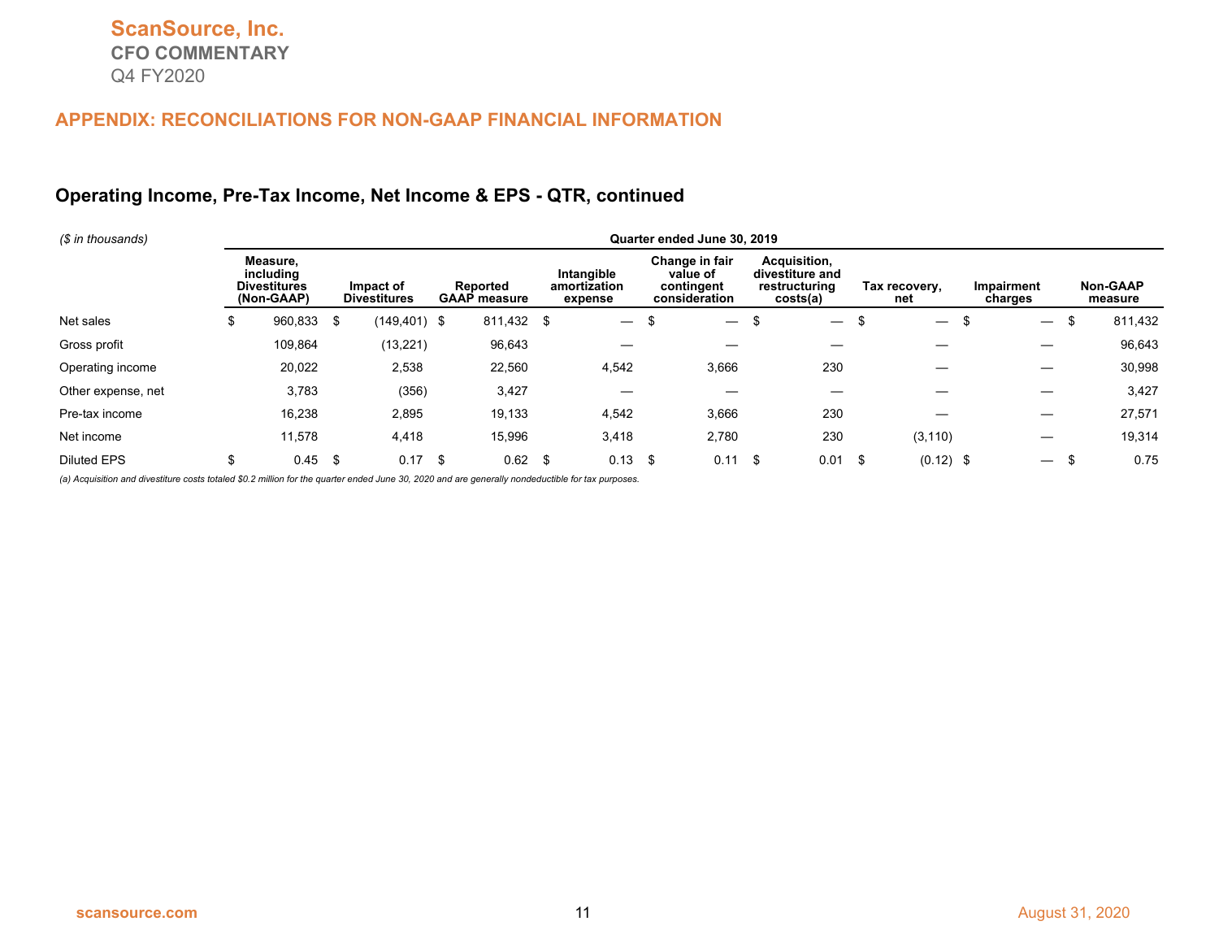## APPENDIX: RECONCILIATIONS FOR NON-GAAP FINANCIAL INFORMATION

### Operating Income, Pre-Tax Income, Net Income & EPS - QTR, continued

| ($ in thousands) | Quarter ended June 30, 2019 | | | | | | | | |
|---|---|---|---|---|---|---|---|---|---|
| | Measure, including Divestitures (Non-GAAP) | Impact of Divestitures | Reported GAAP measure | Intangible amortization expense | Change in fair value of contingent consideration | Acquisition, divestiture and restructuring costs(a) | Tax recovery, net | Impairment charges | Non-GAAP measure |
| Net sales | $ 960,833 | $ (149,401) | $ 811,432 | $ — | $ — | $ — | $ — | $ — | $ 811,432 |
| Gross profit | 109,864 | (13,221) | 96,643 | — | — | — | — | — | 96,643 |
| Operating income | 20,022 | 2,538 | 22,560 | 4,542 | 3,666 | 230 | — | — | 30,998 |
| Other expense, net | 3,783 | (356) | 3,427 | — | — | — | — | — | 3,427 |
| Pre-tax income | 16,238 | 2,895 | 19,133 | 4,542 | 3,666 | 230 | — | — | 27,571 |
| Net income | 11,578 | 4,418 | 15,996 | 3,418 | 2,780 | 230 | (3,110) | — | 19,314 |
| Diluted EPS | $ 0.45 | $ 0.17 | $ 0.62 | $ 0.13 | $ 0.11 | $ 0.01 | $ (0.12) | $ — | $ 0.75 |

*(a) Acquisition and divestiture costs totaled $0.2 million for the quarter ended June 30, 2020 and are generally nondeductible for tax purposes.*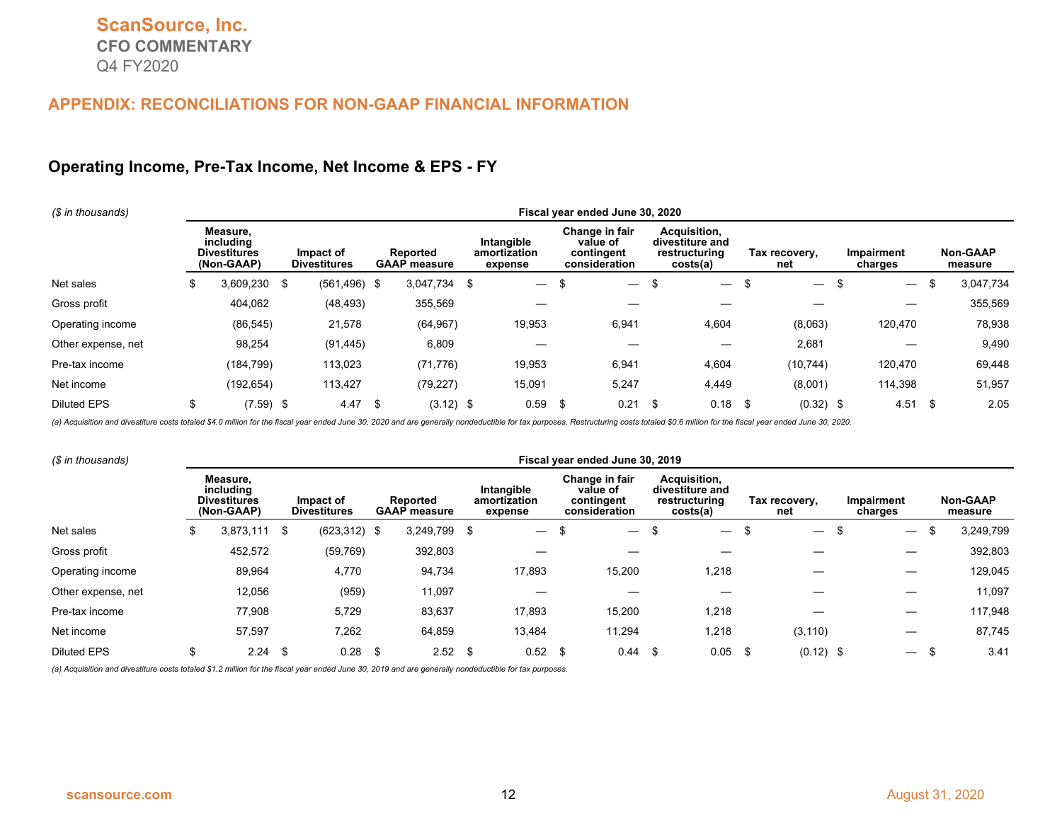## APPENDIX: RECONCILIATIONS FOR NON-GAAP FINANCIAL INFORMATION

### Operating Income, Pre-Tax Income, Net Income & EPS - FY

| ($ in thousands) | Fiscal year ended June 30, 2020 | | | | | | | | |
|---|---|---|---|---|---|---|---|---|---|
| | Measure, including Divestitures (Non-GAAP) | Impact of Divestitures | Reported GAAP measure | Intangible amortization expense | Change in fair value of contingent consideration | Acquisition, divestiture and restructuring costs(a) | Tax recovery, net | Impairment charges | Non-GAAP measure |
| Net sales | $ 3,609,230 | $ (561,496) | $ 3,047,734 | $ — | $ — | $ — | $ — | $ — | $ 3,047,734 |
| Gross profit | 404,062 | (48,493) | 355,569 | — | — | — | — | — | 355,569 |
| Operating income | (86,545) | 21,578 | (64,967) | 19,953 | 6,941 | 4,604 | (8,063) | 120,470 | 78,938 |
| Other expense, net | 98,254 | (91,445) | 6,809 | — | — | — | 2,681 | — | 9,490 |
| Pre-tax income | (184,799) | 113,023 | (71,776) | 19,953 | 6,941 | 4,604 | (10,744) | 120,470 | 69,448 |
| Net income | (192,654) | 113,427 | (79,227) | 15,091 | 5,247 | 4,449 | (8,001) | 114,398 | 51,957 |
| Diluted EPS | $ (7.59) | $ 4.47 | $ (3.12) | $ 0.59 | $ 0.21 | $ 0.18 | $ (0.32) | $ 4.51 | $ 2.05 |

*(a) Acquisition and divestiture costs totaled $4.0 million for the fiscal year ended June 30, 2020 and are generally nondeductible for tax purposes. Restructuring costs totaled $0.6 million for the fiscal year ended June 30, 2020.*

| ($ in thousands) | Fiscal year ended June 30, 2019 | | | | | | | | |
|---|---|---|---|---|---|---|---|---|---|
| | Measure, including Divestitures (Non-GAAP) | Impact of Divestitures | Reported GAAP measure | Intangible amortization expense | Change in fair value of contingent consideration | Acquisition, divestiture and restructuring costs(a) | Tax recovery, net | Impairment charges | Non-GAAP measure |
| Net sales | $ 3,873,111 | $ (623,312) | $ 3,249,799 | $ — | $ — | $ — | $ — | $ — | $ 3,249,799 |
| Gross profit | 452,572 | (59,769) | 392,803 | — | — | — | — | — | 392,803 |
| Operating income | 89,964 | 4,770 | 94,734 | 17,893 | 15,200 | 1,218 | — | — | 129,045 |
| Other expense, net | 12,056 | (959) | 11,097 | — | — | — | — | — | 11,097 |
| Pre-tax income | 77,908 | 5,729 | 83,637 | 17,893 | 15,200 | 1,218 | — | — | 117,948 |
| Net income | 57,597 | 7,262 | 64,859 | 13,484 | 11,294 | 1,218 | (3,110) | — | 87,745 |
| Diluted EPS | $ 2.24 | $ 0.28 | $ 2.52 | $ 0.52 | $ 0.44 | $ 0.05 | $ (0.12) | $ — | $ 3.41 |

*(a) Acquisition and divestiture costs totaled $1.2 million for the fiscal year ended June 30, 2019 and are generally nondeductible for tax purposes.*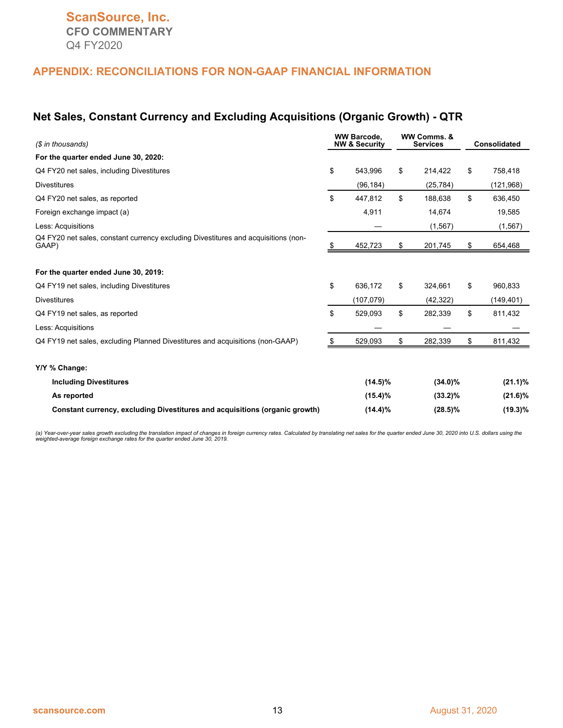## APPENDIX: RECONCILIATIONS FOR NON-GAAP FINANCIAL INFORMATION

### Net Sales, Constant Currency and Excluding Acquisitions (Organic Growth) - QTR

| *($ in thousands)* | WW Barcode, NW & Security | WW Comms. & Services | Consolidated |
|---|---|---|---|
| **For the quarter ended June 30, 2020:** | | | |
| Q4 FY20 net sales, including Divestitures | $ 543,996 | $ 214,422 | $ 758,418 |
| Divestitures | (96,184) | (25,784) | (121,968) |
| Q4 FY20 net sales, as reported | $ 447,812 | $ 188,638 | $ 636,450 |
| Foreign exchange impact (a) | 4,911 | 14,674 | 19,585 |
| Less: Acquisitions | — | (1,567) | (1,567) |
| Q4 FY20 net sales, constant currency excluding Divestitures and acquisitions (non-GAAP) | $ 452,723 | $ 201,745 | $ 654,468 |
| | | | |
| **For the quarter ended June 30, 2019:** | | | |
| Q4 FY19 net sales, including Divestitures | $ 636,172 | $ 324,661 | $ 960,833 |
| Divestitures | (107,079) | (42,322) | (149,401) |
| Q4 FY19 net sales, as reported | $ 529,093 | $ 282,339 | $ 811,432 |
| Less: Acquisitions | — | — | — |
| Q4 FY19 net sales, excluding Planned Divestitures and acquisitions (non-GAAP) | $ 529,093 | $ 282,339 | $ 811,432 |
| | | | |
| **Y/Y % Change:** | | | |
| **Including Divestitures** | **(14.5)%** | **(34.0)%** | **(21.1)%** |
| **As reported** | **(15.4)%** | **(33.2)%** | **(21.6)%** |
| **Constant currency, excluding Divestitures and acquisitions (organic growth)** | **(14.4)%** | **(28.5)%** | **(19.3)%** |

*(a) Year-over-year sales growth excluding the translation impact of changes in foreign currency rates. Calculated by translating net sales for the quarter ended June 30, 2020 into U.S. dollars using the weighted-average foreign exchange rates for the quarter ended June 30, 2019.*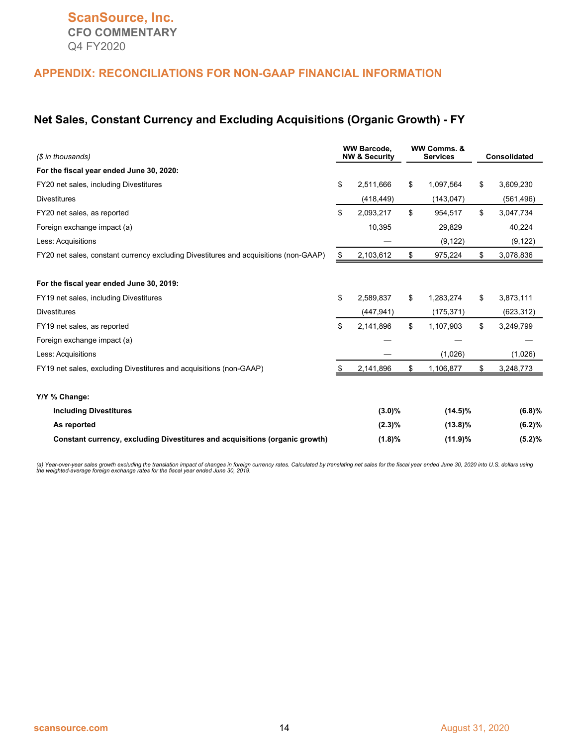## APPENDIX: RECONCILIATIONS FOR NON-GAAP FINANCIAL INFORMATION

### Net Sales, Constant Currency and Excluding Acquisitions (Organic Growth) - FY

| *($ in thousands)* | WW Barcode, NW & Security | WW Comms. & Services | Consolidated |
|---|---|---|---|
| **For the fiscal year ended June 30, 2020:** | | | |
| FY20 net sales, including Divestitures | $ 2,511,666 | $ 1,097,564 | $ 3,609,230 |
| Divestitures | (418,449) | (143,047) | (561,496) |
| FY20 net sales, as reported | $ 2,093,217 | $ 954,517 | $ 3,047,734 |
| Foreign exchange impact (a) | 10,395 | 29,829 | 40,224 |
| Less: Acquisitions | — | (9,122) | (9,122) |
| FY20 net sales, constant currency excluding Divestitures and acquisitions (non-GAAP) | $ 2,103,612 | $ 975,224 | $ 3,078,836 |
| | | | |
| **For the fiscal year ended June 30, 2019:** | | | |
| FY19 net sales, including Divestitures | $ 2,589,837 | $ 1,283,274 | $ 3,873,111 |
| Divestitures | (447,941) | (175,371) | (623,312) |
| FY19 net sales, as reported | $ 2,141,896 | $ 1,107,903 | $ 3,249,799 |
| Foreign exchange impact (a) | — | — | — |
| Less: Acquisitions | — | (1,026) | (1,026) |
| FY19 net sales, excluding Divestitures and acquisitions (non-GAAP) | $ 2,141,896 | $ 1,106,877 | $ 3,248,773 |
| | | | |
| **Y/Y % Change:** | | | |
| **Including Divestitures** | **(3.0)%** | **(14.5)%** | **(6.8)%** |
| **As reported** | **(2.3)%** | **(13.8)%** | **(6.2)%** |
| **Constant currency, excluding Divestitures and acquisitions (organic growth)** | **(1.8)%** | **(11.9)%** | **(5.2)%** |

*(a) Year-over-year sales growth excluding the translation impact of changes in foreign currency rates. Calculated by translating net sales for the fiscal year ended June 30, 2020 into U.S. dollars using the weighted-average foreign exchange rates for the fiscal year ended June 30, 2019.*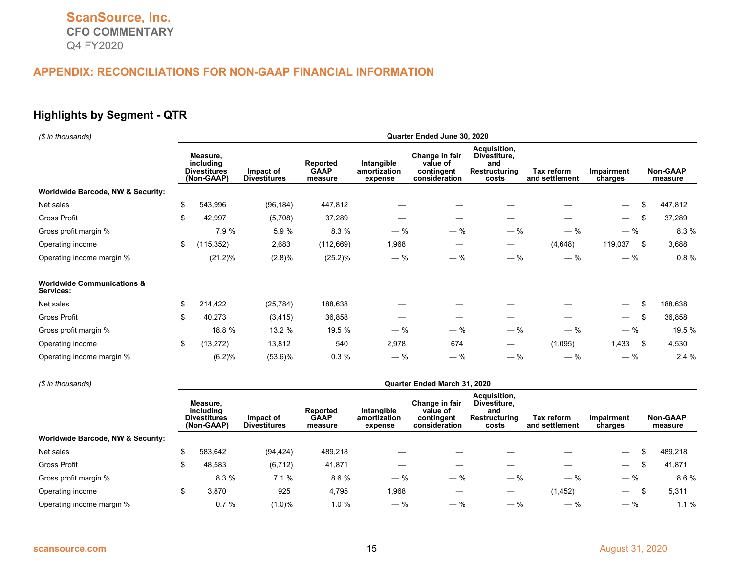# ScanSource, Inc.

**CFO COMMENTARY**

Q4 FY2020

## APPENDIX: RECONCILIATIONS FOR NON-GAAP FINANCIAL INFORMATION

### Highlights by Segment - QTR

*($ in thousands)*

| | Quarter Ended June 30, 2020 | | | | | | | | |
|---|---|---|---|---|---|---|---|---|---|
| | Measure, including Divestitures (Non-GAAP) | Impact of Divestitures | Reported GAAP measure | Intangible amortization expense | Change in fair value of contingent consideration | Acquisition, Divestiture, and Restructuring costs | Tax reform and settlement | Impairment charges | Non-GAAP measure |
| **Worldwide Barcode, NW & Security:** | | | | | | | | | |
| Net sales | $ 543,996 | (96,184) | 447,812 | — | — | — | — | — | $ 447,812 |
| Gross Profit | $ 42,997 | (5,708) | 37,289 | — | — | — | — | — | $ 37,289 |
| Gross profit margin % | 7.9 % | 5.9 % | 8.3 % | — % | — % | — % | — % | — % | 8.3 % |
| Operating income | $ (115,352) | 2,683 | (112,669) | 1,968 | — | — | (4,648) | 119,037 | $ 3,688 |
| Operating income margin % | (21.2)% | (2.8)% | (25.2)% | — % | — % | — % | — % | — % | 0.8 % |
| **Worldwide Communications & Services:** | | | | | | | | | |
| Net sales | $ 214,422 | (25,784) | 188,638 | — | — | — | — | — | $ 188,638 |
| Gross Profit | $ 40,273 | (3,415) | 36,858 | — | — | — | — | — | $ 36,858 |
| Gross profit margin % | 18.8 % | 13.2 % | 19.5 % | — % | — % | — % | — % | — % | 19.5 % |
| Operating income | $ (13,272) | 13,812 | 540 | 2,978 | 674 | — | (1,095) | 1,433 | $ 4,530 |
| Operating income margin % | (6.2)% | (53.6)% | 0.3 % | — % | — % | — % | — % | — % | 2.4 % |

*($ in thousands)*

| | Quarter Ended March 31, 2020 | | | | | | | | |
|---|---|---|---|---|---|---|---|---|---|
| | Measure, including Divestitures (Non-GAAP) | Impact of Divestitures | Reported GAAP measure | Intangible amortization expense | Change in fair value of contingent consideration | Acquisition, Divestiture, and Restructuring costs | Tax reform and settlement | Impairment charges | Non-GAAP measure |
| **Worldwide Barcode, NW & Security:** | | | | | | | | | |
| Net sales | $ 583,642 | (94,424) | 489,218 | — | — | — | — | — | $ 489,218 |
| Gross Profit | $ 48,583 | (6,712) | 41,871 | — | — | — | — | — | $ 41,871 |
| Gross profit margin % | 8.3 % | 7.1 % | 8.6 % | — % | — % | — % | — % | — % | 8.6 % |
| Operating income | $ 3,870 | 925 | 4,795 | 1,968 | — | — | (1,452) | — | $ 5,311 |
| Operating income margin % | 0.7 % | (1.0)% | 1.0 % | — % | — % | — % | — % | — % | 1.1 % |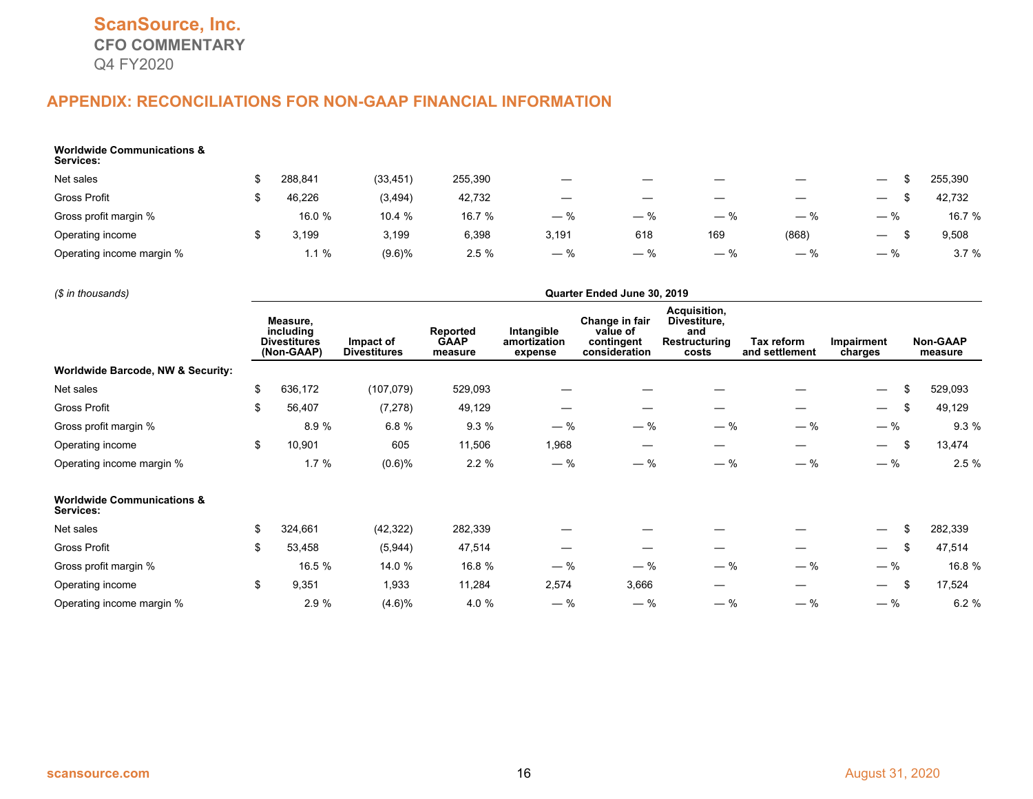## APPENDIX: RECONCILIATIONS FOR NON-GAAP FINANCIAL INFORMATION

| | Measure, including Divestitures (Non-GAAP) | Impact of Divestitures | Reported GAAP measure | Intangible amortization expense | Change in fair value of contingent consideration | Acquisition, Divestiture, and Restructuring costs | Tax reform and settlement | Impairment charges | Non-GAAP measure |
|---|---|---|---|---|---|---|---|---|---|
| **Worldwide Communications & Services:** | | | | | | | | | |
| Net sales | $ 288,841 | (33,451) | 255,390 | — | — | — | — | — | $ 255,390 |
| Gross Profit | $ 46,226 | (3,494) | 42,732 | — | — | — | — | — | $ 42,732 |
| Gross profit margin % | 16.0 % | 10.4 % | 16.7 % | — % | — % | — % | — % | — % | 16.7 % |
| Operating income | $ 3,199 | 3,199 | 6,398 | 3,191 | 618 | 169 | (868) | — | $ 9,508 |
| Operating income margin % | 1.1 % | (9.6)% | 2.5 % | — % | — % | — % | — % | — % | 3.7 % |

*($ in thousands)*

| | Quarter Ended June 30, 2019 | | | | | | | | |
|---|---|---|---|---|---|---|---|---|---|
| | Measure, including Divestitures (Non-GAAP) | Impact of Divestitures | Reported GAAP measure | Intangible amortization expense | Change in fair value of contingent consideration | Acquisition, Divestiture, and Restructuring costs | Tax reform and settlement | Impairment charges | Non-GAAP measure |
| **Worldwide Barcode, NW & Security:** | | | | | | | | | |
| Net sales | $ 636,172 | (107,079) | 529,093 | — | — | — | — | — | $ 529,093 |
| Gross Profit | $ 56,407 | (7,278) | 49,129 | — | — | — | — | — | $ 49,129 |
| Gross profit margin % | 8.9 % | 6.8 % | 9.3 % | — % | — % | — % | — % | — % | 9.3 % |
| Operating income | $ 10,901 | 605 | 11,506 | 1,968 | — | — | — | — | $ 13,474 |
| Operating income margin % | 1.7 % | (0.6)% | 2.2 % | — % | — % | — % | — % | — % | 2.5 % |
| **Worldwide Communications & Services:** | | | | | | | | | |
| Net sales | $ 324,661 | (42,322) | 282,339 | — | — | — | — | — | $ 282,339 |
| Gross Profit | $ 53,458 | (5,944) | 47,514 | — | — | — | — | — | $ 47,514 |
| Gross profit margin % | 16.5 % | 14.0 % | 16.8 % | — % | — % | — % | — % | — % | 16.8 % |
| Operating income | $ 9,351 | 1,933 | 11,284 | 2,574 | 3,666 | — | — | — | $ 17,524 |
| Operating income margin % | 2.9 % | (4.6)% | 4.0 % | — % | — % | — % | — % | — % | 6.2 % |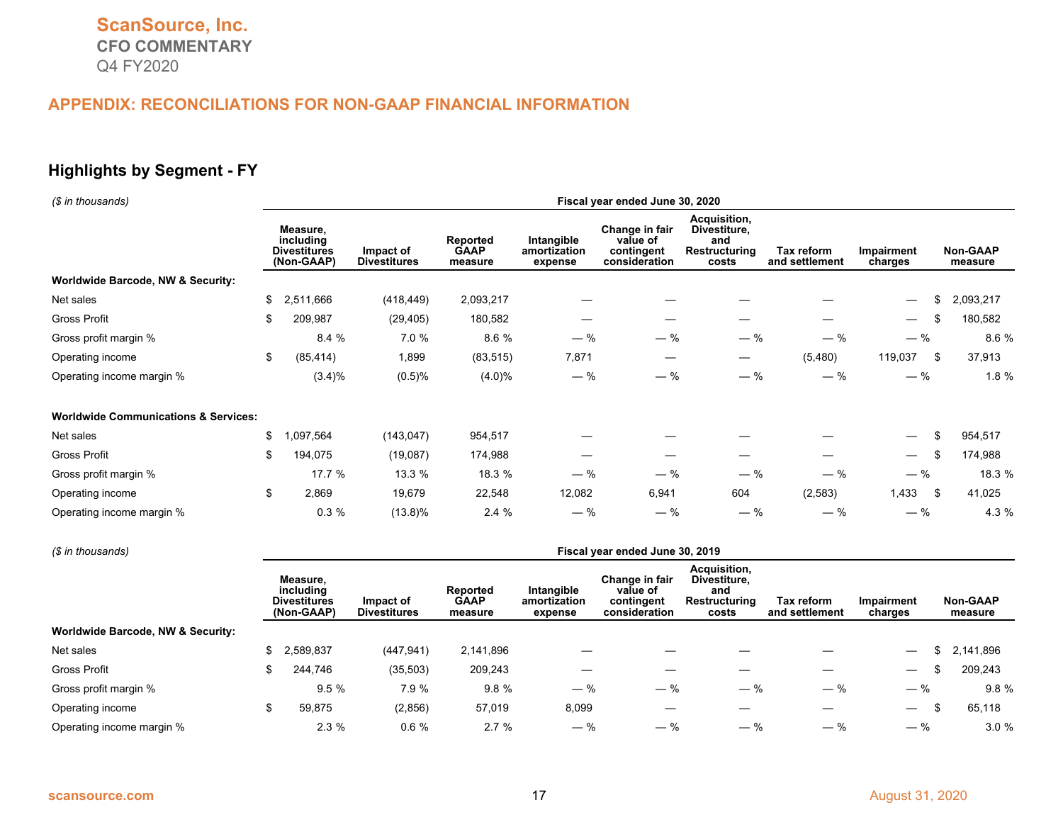# ScanSource, Inc.
## CFO COMMENTARY
Q4 FY2020

## APPENDIX: RECONCILIATIONS FOR NON-GAAP FINANCIAL INFORMATION

### Highlights by Segment - FY

*($ in thousands)*

| | Fiscal year ended June 30, 2020 | | | | | | | | |
|---|---|---|---|---|---|---|---|---|---|
| | Measure, including Divestitures (Non-GAAP) | Impact of Divestitures | Reported GAAP measure | Intangible amortization expense | Change in fair value of contingent consideration | Acquisition, Divestiture, and Restructuring costs | Tax reform and settlement | Impairment charges | Non-GAAP measure |
| **Worldwide Barcode, NW & Security:** | | | | | | | | | |
| Net sales | $ 2,511,666 | (418,449) | 2,093,217 | — | — | — | — | — | $ 2,093,217 |
| Gross Profit | $ 209,987 | (29,405) | 180,582 | — | — | — | — | — | $ 180,582 |
| Gross profit margin % | 8.4 % | 7.0 % | 8.6 % | — % | — % | — % | — % | — % | 8.6 % |
| Operating income | $ (85,414) | 1,899 | (83,515) | 7,871 | — | — | (5,480) | 119,037 | $ 37,913 |
| Operating income margin % | (3.4)% | (0.5)% | (4.0)% | — % | — % | — % | — % | — % | 1.8 % |
| **Worldwide Communications & Services:** | | | | | | | | | |
| Net sales | $ 1,097,564 | (143,047) | 954,517 | — | — | — | — | — | $ 954,517 |
| Gross Profit | $ 194,075 | (19,087) | 174,988 | — | — | — | — | — | $ 174,988 |
| Gross profit margin % | 17.7 % | 13.3 % | 18.3 % | — % | — % | — % | — % | — % | 18.3 % |
| Operating income | $ 2,869 | 19,679 | 22,548 | 12,082 | 6,941 | 604 | (2,583) | 1,433 | $ 41,025 |
| Operating income margin % | 0.3 % | (13.8)% | 2.4 % | — % | — % | — % | — % | — % | 4.3 % |

*($ in thousands)*

| | Fiscal year ended June 30, 2019 | | | | | | | | |
|---|---|---|---|---|---|---|---|---|---|
| | Measure, including Divestitures (Non-GAAP) | Impact of Divestitures | Reported GAAP measure | Intangible amortization expense | Change in fair value of contingent consideration | Acquisition, Divestiture, and Restructuring costs | Tax reform and settlement | Impairment charges | Non-GAAP measure |
| **Worldwide Barcode, NW & Security:** | | | | | | | | | |
| Net sales | $ 2,589,837 | (447,941) | 2,141,896 | — | — | — | — | — | $ 2,141,896 |
| Gross Profit | $ 244,746 | (35,503) | 209,243 | — | — | — | — | — | $ 209,243 |
| Gross profit margin % | 9.5 % | 7.9 % | 9.8 % | — % | — % | — % | — % | — % | 9.8 % |
| Operating income | $ 59,875 | (2,856) | 57,019 | 8,099 | — | — | — | — | $ 65,118 |
| Operating income margin % | 2.3 % | 0.6 % | 2.7 % | — % | — % | — % | — % | — % | 3.0 % |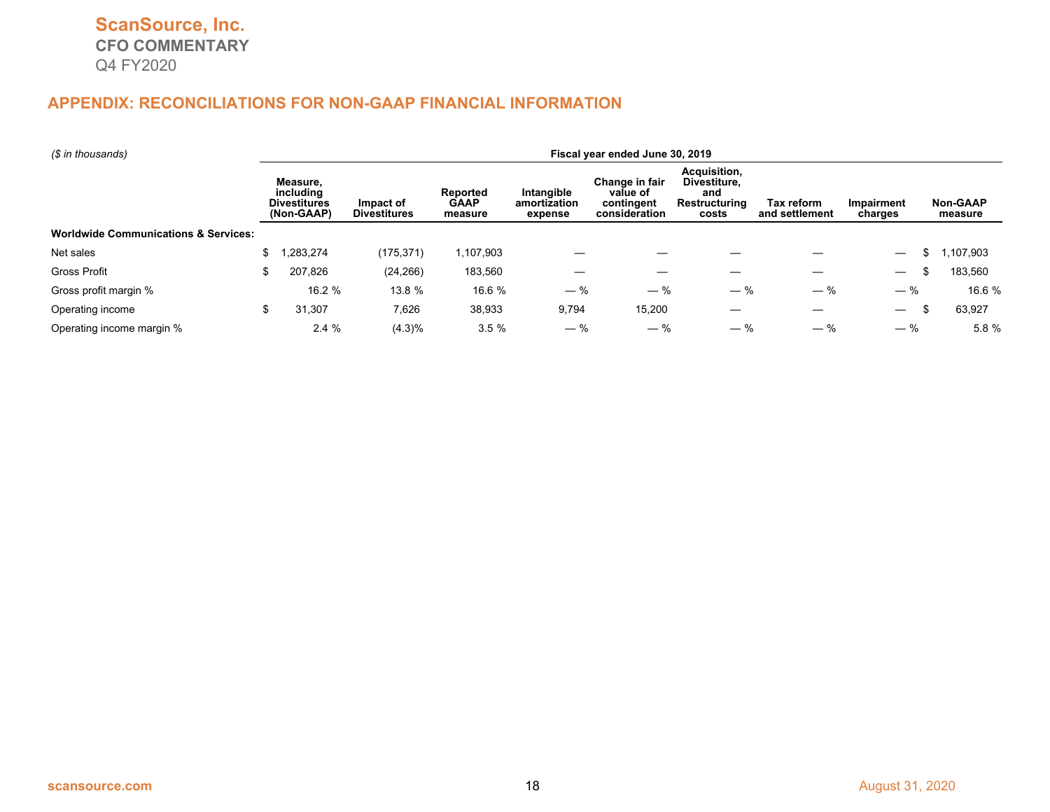## APPENDIX: RECONCILIATIONS FOR NON-GAAP FINANCIAL INFORMATION

| *($ in thousands)* | Fiscal year ended June 30, 2019 | | | | | | | | |
|---|---|---|---|---|---|---|---|---|---|
| | Measure, including Divestitures (Non-GAAP) | Impact of Divestitures | Reported GAAP measure | Intangible amortization expense | Change in fair value of contingent consideration | Acquisition, Divestiture, and Restructuring costs | Tax reform and settlement | Impairment charges | Non-GAAP measure |
| **Worldwide Communications & Services:** | | | | | | | | | |
| Net sales | $ 1,283,274 | (175,371) | 1,107,903 | — | — | — | — | — | $ 1,107,903 |
| Gross Profit | $ 207,826 | (24,266) | 183,560 | — | — | — | — | — | $ 183,560 |
| Gross profit margin % | 16.2 % | 13.8 % | 16.6 % | — % | — % | — % | — % | — % | 16.6 % |
| Operating income | $ 31,307 | 7,626 | 38,933 | 9,794 | 15,200 | — | — | — | $ 63,927 |
| Operating income margin % | 2.4 % | (4.3)% | 3.5 % | — % | — % | — % | — % | — % | 5.8 % |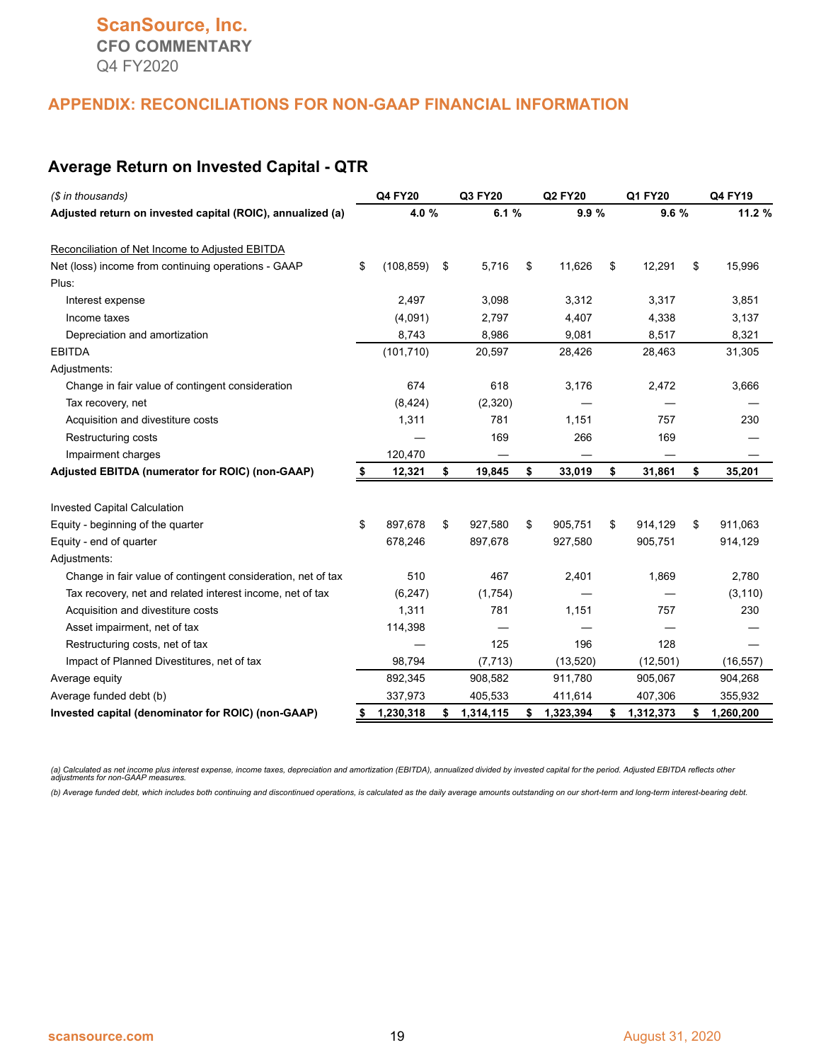**ScanSource, Inc.**
**CFO COMMENTARY**
Q4 FY2020

## APPENDIX: RECONCILIATIONS FOR NON-GAAP FINANCIAL INFORMATION

### Average Return on Invested Capital - QTR

| *($ in thousands)* | Q4 FY20 | Q3 FY20 | Q2 FY20 | Q1 FY20 | Q4 FY19 |
|---|---|---|---|---|---|
| **Adjusted return on invested capital (ROIC), annualized (a)** | **4.0 %** | **6.1 %** | **9.9 %** | **9.6 %** | **11.2 %** |
| | | | | | |
| Reconciliation of Net Income to Adjusted EBITDA | | | | | |
| Net (loss) income from continuing operations - GAAP | $ (108,859) | $ 5,716 | $ 11,626 | $ 12,291 | $ 15,996 |
| Plus: | | | | | |
| Interest expense | 2,497 | 3,098 | 3,312 | 3,317 | 3,851 |
| Income taxes | (4,091) | 2,797 | 4,407 | 4,338 | 3,137 |
| Depreciation and amortization | 8,743 | 8,986 | 9,081 | 8,517 | 8,321 |
| EBITDA | (101,710) | 20,597 | 28,426 | 28,463 | 31,305 |
| Adjustments: | | | | | |
| Change in fair value of contingent consideration | 674 | 618 | 3,176 | 2,472 | 3,666 |
| Tax recovery, net | (8,424) | (2,320) | — | — | — |
| Acquisition and divestiture costs | 1,311 | 781 | 1,151 | 757 | 230 |
| Restructuring costs | — | 169 | 266 | 169 | — |
| Impairment charges | 120,470 | — | — | — | — |
| **Adjusted EBITDA (numerator for ROIC) (non-GAAP)** | **$ 12,321** | **$ 19,845** | **$ 33,019** | **$ 31,861** | **$ 35,201** |
| | | | | | |
| Invested Capital Calculation | | | | | |
| Equity - beginning of the quarter | $ 897,678 | $ 927,580 | $ 905,751 | $ 914,129 | $ 911,063 |
| Equity - end of quarter | 678,246 | 897,678 | 927,580 | 905,751 | 914,129 |
| Adjustments: | | | | | |
| Change in fair value of contingent consideration, net of tax | 510 | 467 | 2,401 | 1,869 | 2,780 |
| Tax recovery, net and related interest income, net of tax | (6,247) | (1,754) | — | — | (3,110) |
| Acquisition and divestiture costs | 1,311 | 781 | 1,151 | 757 | 230 |
| Asset impairment, net of tax | 114,398 | — | — | — | — |
| Restructuring costs, net of tax | — | 125 | 196 | 128 | — |
| Impact of Planned Divestitures, net of tax | 98,794 | (7,713) | (13,520) | (12,501) | (16,557) |
| Average equity | 892,345 | 908,582 | 911,780 | 905,067 | 904,268 |
| Average funded debt (b) | 337,973 | 405,533 | 411,614 | 407,306 | 355,932 |
| **Invested capital (denominator for ROIC) (non-GAAP)** | **$ 1,230,318** | **$ 1,314,115** | **$ 1,323,394** | **$ 1,312,373** | **$ 1,260,200** |

*(a) Calculated as net income plus interest expense, income taxes, depreciation and amortization (EBITDA), annualized divided by invested capital for the period. Adjusted EBITDA reflects other adjustments for non-GAAP measures.*

*(b) Average funded debt, which includes both continuing and discontinued operations, is calculated as the daily average amounts outstanding on our short-term and long-term interest-bearing debt.*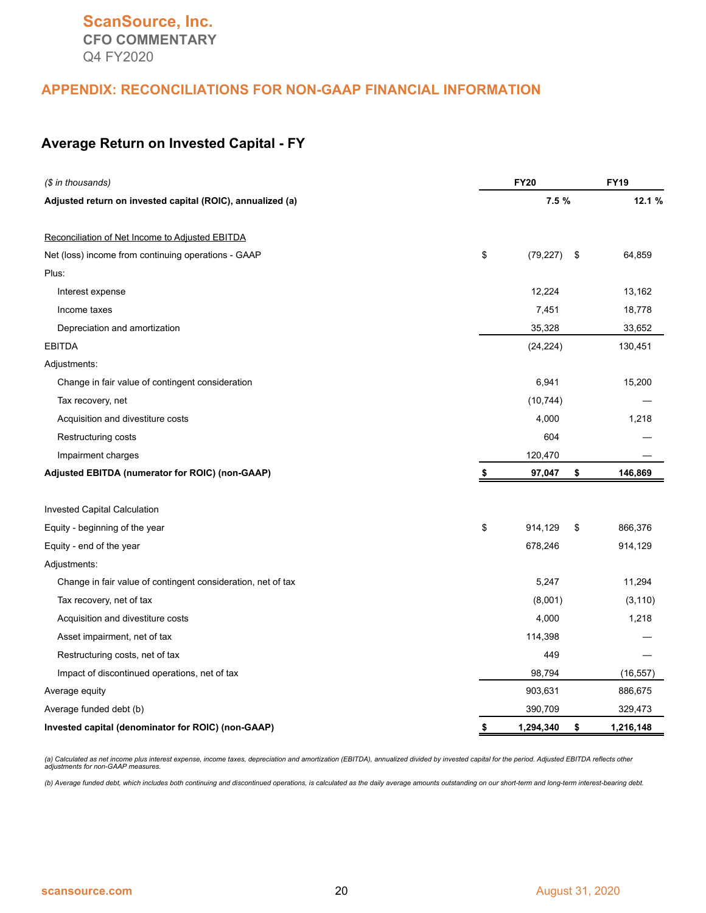**ScanSource, Inc.**
**CFO COMMENTARY**
Q4 FY2020

## APPENDIX: RECONCILIATIONS FOR NON-GAAP FINANCIAL INFORMATION

### Average Return on Invested Capital - FY

| *($ in thousands)* | FY20 | FY19 |
|---|---|---|
| **Adjusted return on invested capital (ROIC), annualized (a)** | **7.5 %** | **12.1 %** |
| | | |
| Reconciliation of Net Income to Adjusted EBITDA | | |
| Net (loss) income from continuing operations - GAAP | $ (79,227) | $ 64,859 |
| Plus: | | |
| Interest expense | 12,224 | 13,162 |
| Income taxes | 7,451 | 18,778 |
| Depreciation and amortization | 35,328 | 33,652 |
| EBITDA | (24,224) | 130,451 |
| Adjustments: | | |
| Change in fair value of contingent consideration | 6,941 | 15,200 |
| Tax recovery, net | (10,744) | — |
| Acquisition and divestiture costs | 4,000 | 1,218 |
| Restructuring costs | 604 | — |
| Impairment charges | 120,470 | — |
| **Adjusted EBITDA (numerator for ROIC) (non-GAAP)** | **$ 97,047** | **$ 146,869** |
| | | |
| Invested Capital Calculation | | |
| Equity - beginning of the year | $ 914,129 | $ 866,376 |
| Equity - end of the year | 678,246 | 914,129 |
| Adjustments: | | |
| Change in fair value of contingent consideration, net of tax | 5,247 | 11,294 |
| Tax recovery, net of tax | (8,001) | (3,110) |
| Acquisition and divestiture costs | 4,000 | 1,218 |
| Asset impairment, net of tax | 114,398 | — |
| Restructuring costs, net of tax | 449 | — |
| Impact of discontinued operations, net of tax | 98,794 | (16,557) |
| Average equity | 903,631 | 886,675 |
| Average funded debt (b) | 390,709 | 329,473 |
| **Invested capital (denominator for ROIC) (non-GAAP)** | **$ 1,294,340** | **$ 1,216,148** |

*(a) Calculated as net income plus interest expense, income taxes, depreciation and amortization (EBITDA), annualized divided by invested capital for the period. Adjusted EBITDA reflects other adjustments for non-GAAP measures.*

*(b) Average funded debt, which includes both continuing and discontinued operations, is calculated as the daily average amounts outstanding on our short-term and long-term interest-bearing debt.*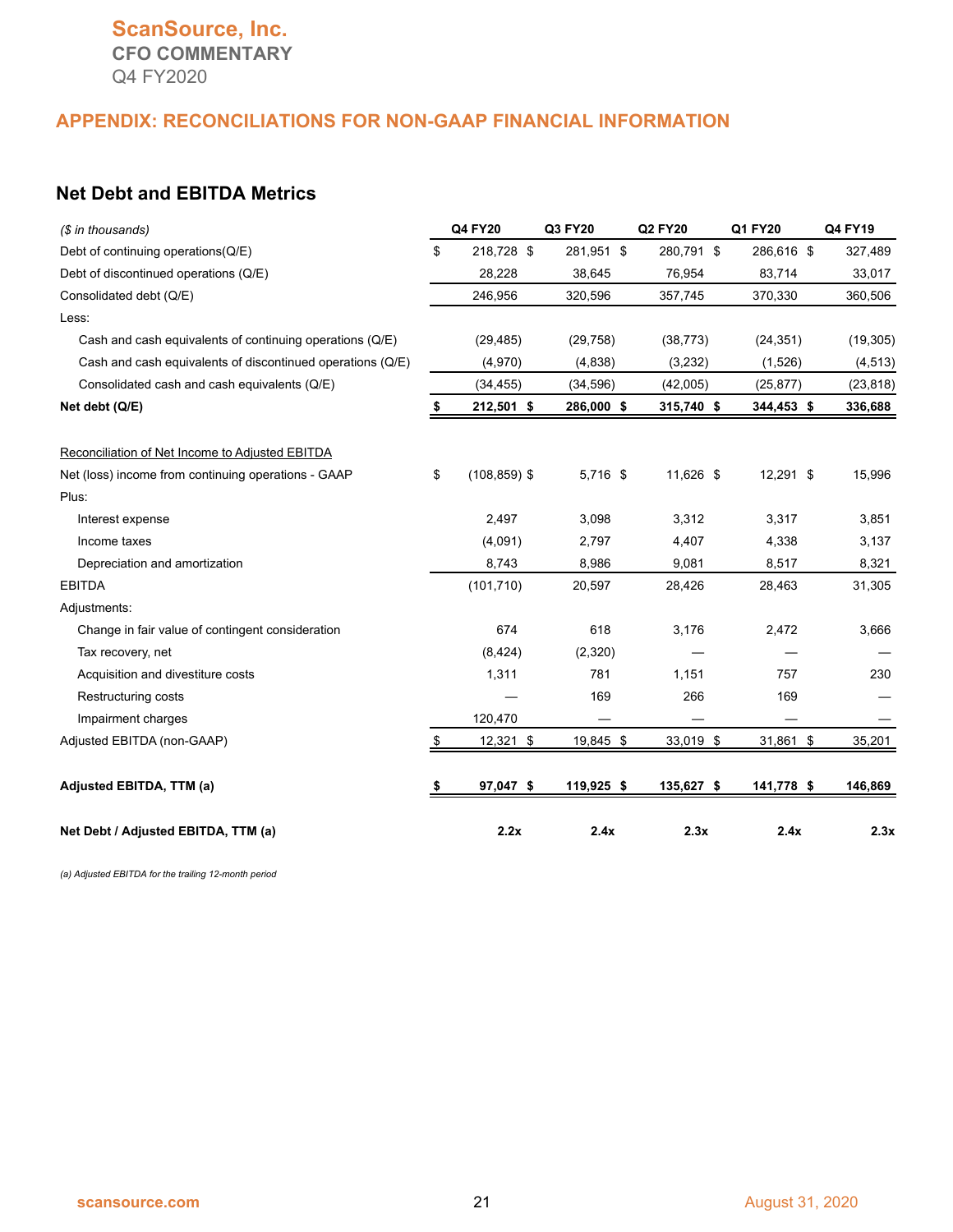# APPENDIX: RECONCILIATIONS FOR NON-GAAP FINANCIAL INFORMATION

## Net Debt and EBITDA Metrics

| *($ in thousands)* | Q4 FY20 | Q3 FY20 | Q2 FY20 | Q1 FY20 | Q4 FY19 |
|---|---|---|---|---|---|
| Debt of continuing operations(Q/E) | $ 218,728 | $ 281,951 | $ 280,791 | $ 286,616 | $ 327,489 |
| Debt of discontinued operations (Q/E) | 28,228 | 38,645 | 76,954 | 83,714 | 33,017 |
| Consolidated debt (Q/E) | 246,956 | 320,596 | 357,745 | 370,330 | 360,506 |
| Less: | | | | | |
| Cash and cash equivalents of continuing operations (Q/E) | (29,485) | (29,758) | (38,773) | (24,351) | (19,305) |
| Cash and cash equivalents of discontinued operations (Q/E) | (4,970) | (4,838) | (3,232) | (1,526) | (4,513) |
| Consolidated cash and cash equivalents (Q/E) | (34,455) | (34,596) | (42,005) | (25,877) | (23,818) |
| **Net debt (Q/E)** | **$ 212,501** | **$ 286,000** | **$ 315,740** | **$ 344,453** | **$ 336,688** |
| | | | | | |
| Reconciliation of Net Income to Adjusted EBITDA | | | | | |
| Net (loss) income from continuing operations - GAAP | $ (108,859) | $ 5,716 | $ 11,626 | $ 12,291 | $ 15,996 |
| Plus: | | | | | |
| Interest expense | 2,497 | 3,098 | 3,312 | 3,317 | 3,851 |
| Income taxes | (4,091) | 2,797 | 4,407 | 4,338 | 3,137 |
| Depreciation and amortization | 8,743 | 8,986 | 9,081 | 8,517 | 8,321 |
| EBITDA | (101,710) | 20,597 | 28,426 | 28,463 | 31,305 |
| Adjustments: | | | | | |
| Change in fair value of contingent consideration | 674 | 618 | 3,176 | 2,472 | 3,666 |
| Tax recovery, net | (8,424) | (2,320) | — | — | — |
| Acquisition and divestiture costs | 1,311 | 781 | 1,151 | 757 | 230 |
| Restructuring costs | — | 169 | 266 | 169 | — |
| Impairment charges | 120,470 | — | — | — | — |
| Adjusted EBITDA (non-GAAP) | $ 12,321 | $ 19,845 | $ 33,019 | $ 31,861 | $ 35,201 |
| | | | | | |
| **Adjusted EBITDA, TTM (a)** | **$ 97,047** | **$ 119,925** | **$ 135,627** | **$ 141,778** | **$ 146,869** |
| | | | | | |
| **Net Debt / Adjusted EBITDA, TTM (a)** | **2.2x** | **2.4x** | **2.3x** | **2.4x** | **2.3x** |

*(a) Adjusted EBITDA for the trailing 12-month period*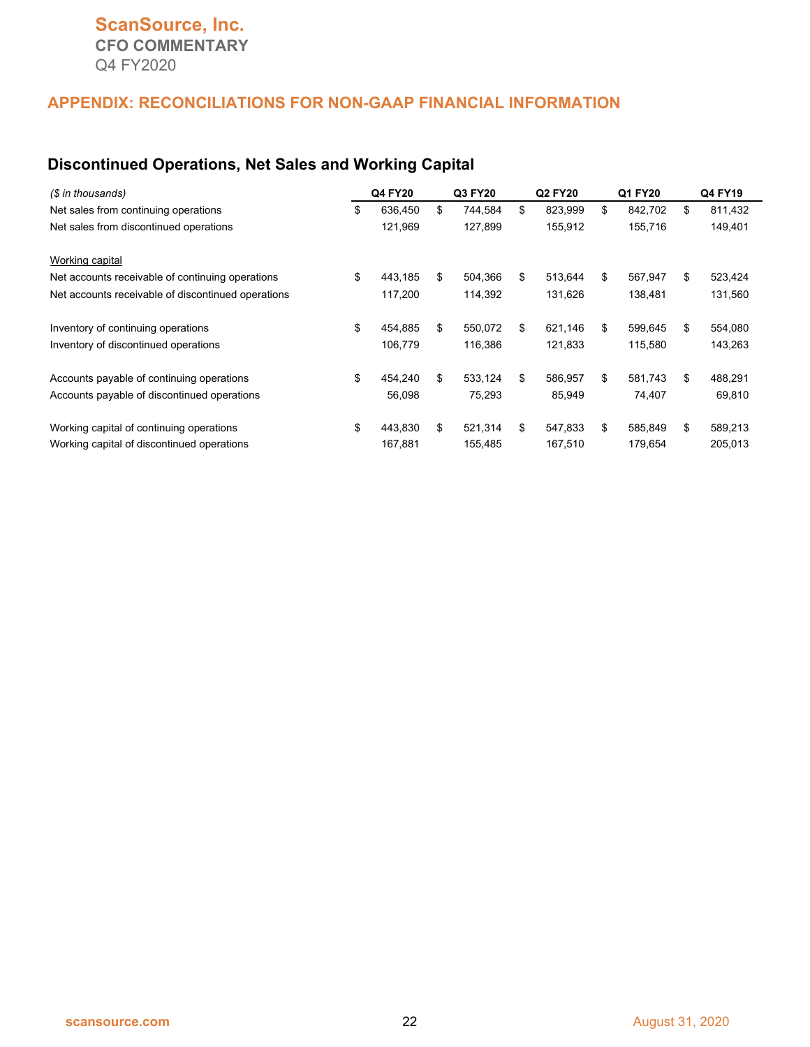ScanSource, Inc.
CFO COMMENTARY
Q4 FY2020

## APPENDIX: RECONCILIATIONS FOR NON-GAAP FINANCIAL INFORMATION

### Discontinued Operations, Net Sales and Working Capital

| *($ in thousands)* | Q4 FY20 | Q3 FY20 | Q2 FY20 | Q1 FY20 | Q4 FY19 |
|---|---|---|---|---|---|
| Net sales from continuing operations | $ 636,450 | $ 744,584 | $ 823,999 | $ 842,702 | $ 811,432 |
| Net sales from discontinued operations | 121,969 | 127,899 | 155,912 | 155,716 | 149,401 |
| | | | | | |
| Working capital | | | | | |
| Net accounts receivable of continuing operations | $ 443,185 | $ 504,366 | $ 513,644 | $ 567,947 | $ 523,424 |
| Net accounts receivable of discontinued operations | 117,200 | 114,392 | 131,626 | 138,481 | 131,560 |
| | | | | | |
| Inventory of continuing operations | $ 454,885 | $ 550,072 | $ 621,146 | $ 599,645 | $ 554,080 |
| Inventory of discontinued operations | 106,779 | 116,386 | 121,833 | 115,580 | 143,263 |
| | | | | | |
| Accounts payable of continuing operations | $ 454,240 | $ 533,124 | $ 586,957 | $ 581,743 | $ 488,291 |
| Accounts payable of discontinued operations | 56,098 | 75,293 | 85,949 | 74,407 | 69,810 |
| | | | | | |
| Working capital of continuing operations | $ 443,830 | $ 521,314 | $ 547,833 | $ 585,849 | $ 589,213 |
| Working capital of discontinued operations | 167,881 | 155,485 | 167,510 | 179,654 | 205,013 |

scansource.com

August 31, 2020